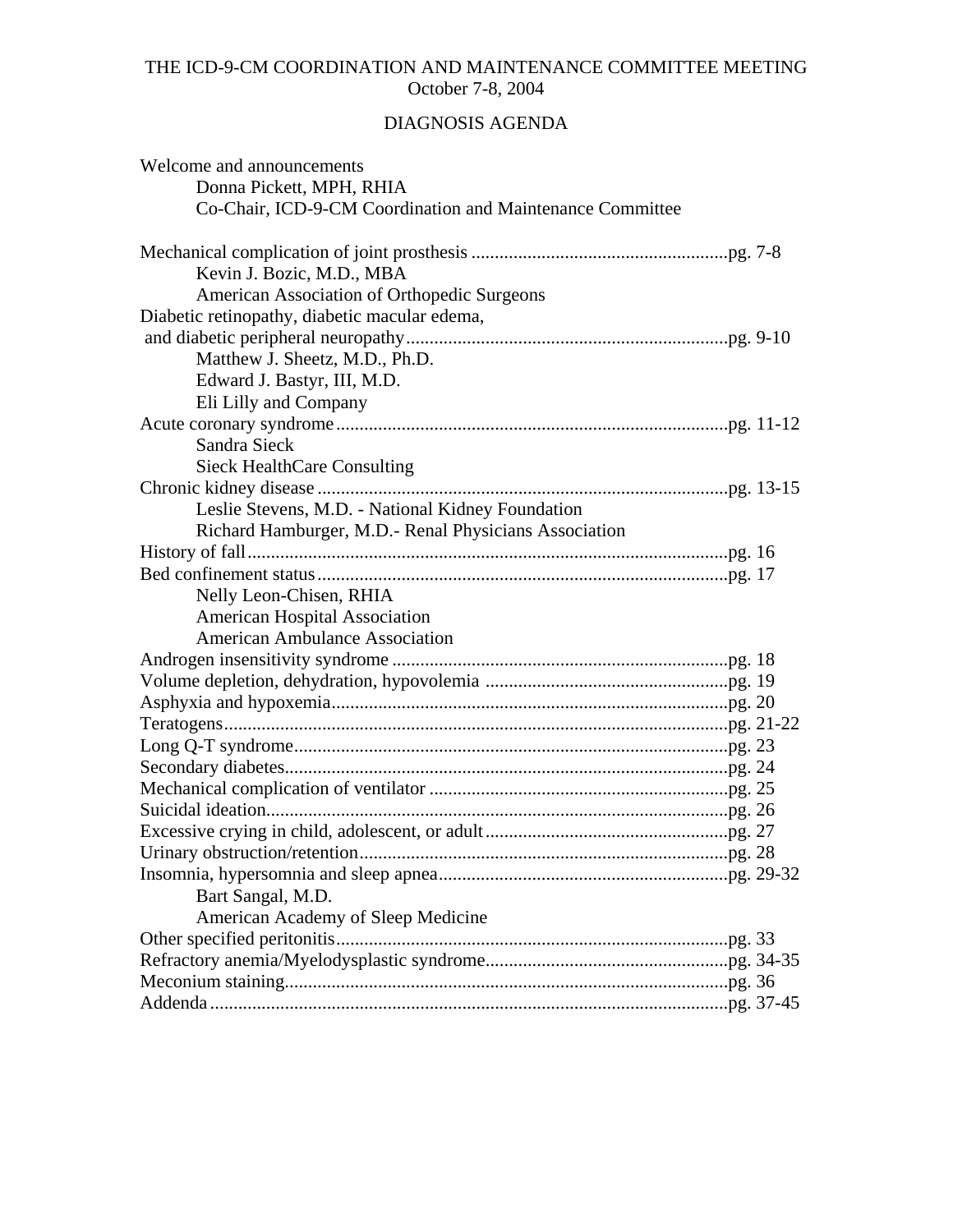# THE ICD-9-CM COORDINATION AND MAINTENANCE COMMITTEE MEETING

October 7-8, 2004

## DIAGNOSIS AGENDA

Welcome and announcements
Donna Pickett, MPH, RHIA
Co-Chair, ICD-9-CM Coordination and Maintenance Committee

Mechanical complication of joint prosthesis ....................................................... pg. 7-8
Kevin J. Bozic, M.D., MBA
American Association of Orthopedic Surgeons

Diabetic retinopathy, diabetic macular edema, and diabetic peripheral neuropathy ..................................................................... pg. 9-10
Matthew J. Sheetz, M.D., Ph.D.
Edward J. Bastyr, III, M.D.
Eli Lilly and Company

Acute coronary syndrome ................................................................................... pg. 11-12
Sandra Sieck
Sieck HealthCare Consulting

Chronic kidney disease ........................................................................................ pg. 13-15
Leslie Stevens, M.D. - National Kidney Foundation
Richard Hamburger, M.D.- Renal Physicians Association

History of fall ....................................................................................................... pg. 16

Bed confinement status ........................................................................................ pg. 17
Nelly Leon-Chisen, RHIA
American Hospital Association
American Ambulance Association

Androgen insensitivity syndrome ........................................................................ pg. 18

Volume depletion, dehydration, hypovolemia .................................................... pg. 19

Asphyxia and hypoxemia ..................................................................................... pg. 20

Teratogens ............................................................................................................ pg. 21-22

Long Q-T syndrome ............................................................................................. pg. 23

Secondary diabetes ............................................................................................... pg. 24

Mechanical complication of ventilator ................................................................ pg. 25

Suicidal ideation ................................................................................................... pg. 26

Excessive crying in child, adolescent, or adult .................................................... pg. 27

Urinary obstruction/retention ............................................................................... pg. 28

Insomnia, hypersomnia and sleep apnea .............................................................. pg. 29-32
Bart Sangal, M.D.
American Academy of Sleep Medicine

Other specified peritonitis .................................................................................... pg. 33

Refractory anemia/Myelodysplastic syndrome .................................................... pg. 34-35

Meconium staining ............................................................................................... pg. 36

Addenda ............................................................................................................... pg. 37-45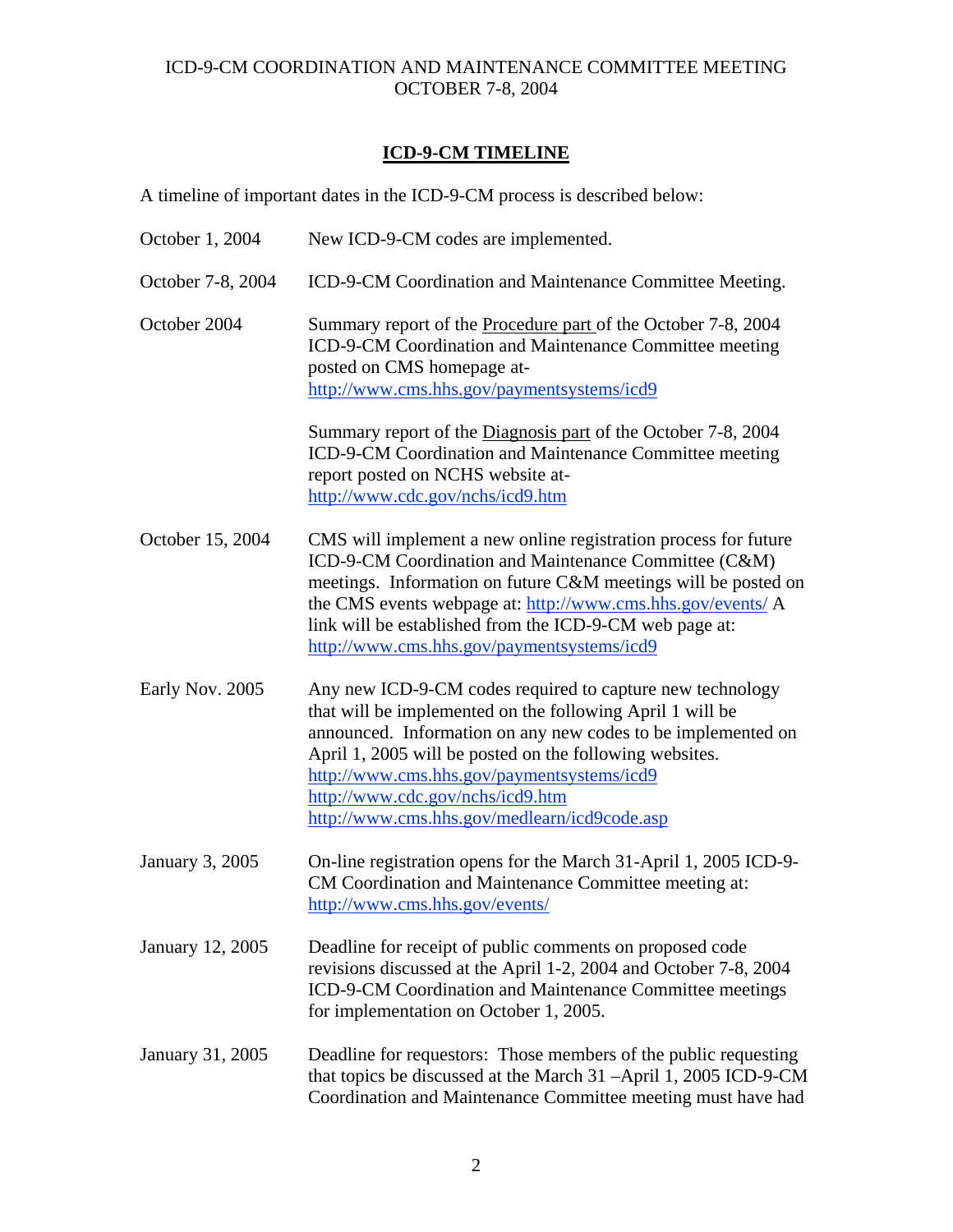ICD-9-CM COORDINATION AND MAINTENANCE COMMITTEE MEETING
OCTOBER 7-8, 2004

## ICD-9-CM TIMELINE

A timeline of important dates in the ICD-9-CM process is described below:

| | |
|---|---|
| October 1, 2004 | New ICD-9-CM codes are implemented. |
| October 7-8, 2004 | ICD-9-CM Coordination and Maintenance Committee Meeting. |
| October 2004 | Summary report of the Procedure part of the October 7-8, 2004 ICD-9-CM Coordination and Maintenance Committee meeting posted on CMS homepage at- http://www.cms.hhs.gov/paymentsystems/icd9<br><br>Summary report of the Diagnosis part of the October 7-8, 2004 ICD-9-CM Coordination and Maintenance Committee meeting report posted on NCHS website at- http://www.cdc.gov/nchs/icd9.htm |
| October 15, 2004 | CMS will implement a new online registration process for future ICD-9-CM Coordination and Maintenance Committee (C&M) meetings. Information on future C&M meetings will be posted on the CMS events webpage at: http://www.cms.hhs.gov/events/ A link will be established from the ICD-9-CM web page at: http://www.cms.hhs.gov/paymentsystems/icd9 |
| Early Nov. 2005 | Any new ICD-9-CM codes required to capture new technology that will be implemented on the following April 1 will be announced. Information on any new codes to be implemented on April 1, 2005 will be posted on the following websites. http://www.cms.hhs.gov/paymentsystems/icd9 http://www.cdc.gov/nchs/icd9.htm http://www.cms.hhs.gov/medlearn/icd9code.asp |
| January 3, 2005 | On-line registration opens for the March 31-April 1, 2005 ICD-9-CM Coordination and Maintenance Committee meeting at: http://www.cms.hhs.gov/events/ |
| January 12, 2005 | Deadline for receipt of public comments on proposed code revisions discussed at the April 1-2, 2004 and October 7-8, 2004 ICD-9-CM Coordination and Maintenance Committee meetings for implementation on October 1, 2005. |
| January 31, 2005 | Deadline for requestors: Those members of the public requesting that topics be discussed at the March 31 –April 1, 2005 ICD-9-CM Coordination and Maintenance Committee meeting must have had |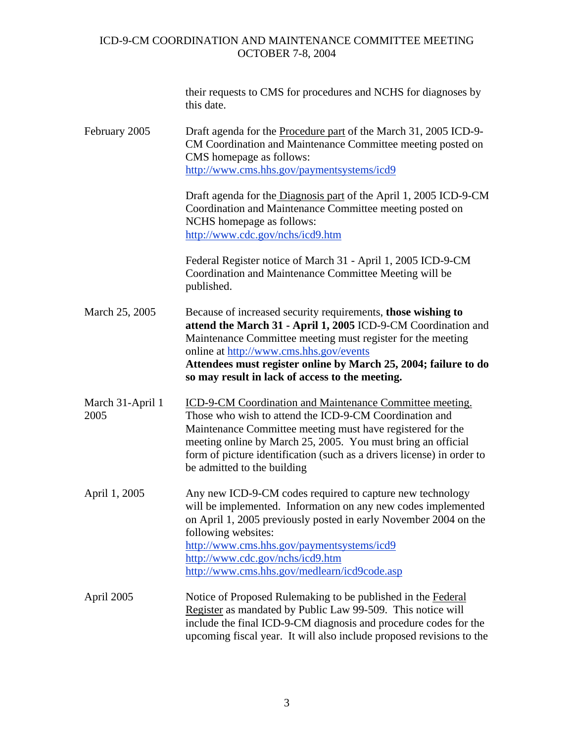their requests to CMS for procedures and NCHS for diagnoses by this date.

| | |
|---|---|
| February 2005 | Draft agenda for the Procedure part of the March 31, 2005 ICD-9-CM Coordination and Maintenance Committee meeting posted on CMS homepage as follows: http://www.cms.hhs.gov/paymentsystems/icd9<br><br>Draft agenda for the Diagnosis part of the April 1, 2005 ICD-9-CM Coordination and Maintenance Committee meeting posted on NCHS homepage as follows: http://www.cdc.gov/nchs/icd9.htm<br><br>Federal Register notice of March 31 - April 1, 2005 ICD-9-CM Coordination and Maintenance Committee Meeting will be published. |
| March 25, 2005 | Because of increased security requirements, **those wishing to attend the March 31 - April 1, 2005** ICD-9-CM Coordination and Maintenance Committee meeting must register for the meeting online at http://www.cms.hhs.gov/events **Attendees must register online by March 25, 2004; failure to do so may result in lack of access to the meeting.** |
| March 31-April 1 2005 | ICD-9-CM Coordination and Maintenance Committee meeting. Those who wish to attend the ICD-9-CM Coordination and Maintenance Committee meeting must have registered for the meeting online by March 25, 2005. You must bring an official form of picture identification (such as a drivers license) in order to be admitted to the building |
| April 1, 2005 | Any new ICD-9-CM codes required to capture new technology will be implemented. Information on any new codes implemented on April 1, 2005 previously posted in early November 2004 on the following websites:<br>http://www.cms.hhs.gov/paymentsystems/icd9<br>http://www.cdc.gov/nchs/icd9.htm<br>http://www.cms.hhs.gov/medlearn/icd9code.asp |
| April 2005 | Notice of Proposed Rulemaking to be published in the Federal Register as mandated by Public Law 99-509. This notice will include the final ICD-9-CM diagnosis and procedure codes for the upcoming fiscal year. It will also include proposed revisions to the |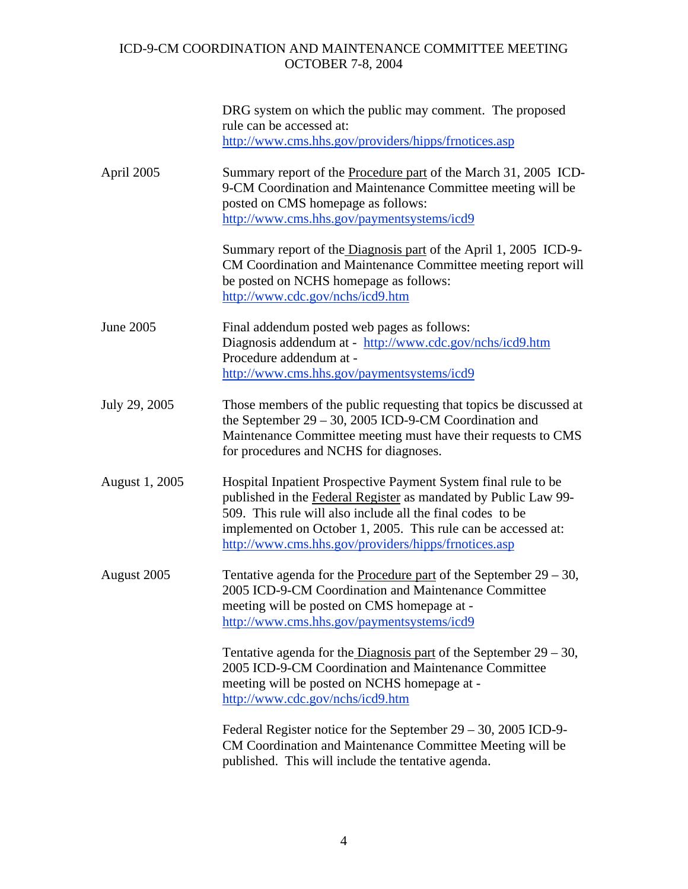| | |
|---|---|
| | DRG system on which the public may comment. The proposed rule can be accessed at: http://www.cms.hhs.gov/providers/hipps/frnotices.asp |
| April 2005 | Summary report of the Procedure part of the March 31, 2005 ICD-9-CM Coordination and Maintenance Committee meeting will be posted on CMS homepage as follows: http://www.cms.hhs.gov/paymentsystems/icd9 |
| | Summary report of the Diagnosis part of the April 1, 2005 ICD-9-CM Coordination and Maintenance Committee meeting report will be posted on NCHS homepage as follows: http://www.cdc.gov/nchs/icd9.htm |
| June 2005 | Final addendum posted web pages as follows: Diagnosis addendum at - http://www.cdc.gov/nchs/icd9.htm Procedure addendum at - http://www.cms.hhs.gov/paymentsystems/icd9 |
| July 29, 2005 | Those members of the public requesting that topics be discussed at the September 29 – 30, 2005 ICD-9-CM Coordination and Maintenance Committee meeting must have their requests to CMS for procedures and NCHS for diagnoses. |
| August 1, 2005 | Hospital Inpatient Prospective Payment System final rule to be published in the Federal Register as mandated by Public Law 99-509. This rule will also include all the final codes to be implemented on October 1, 2005. This rule can be accessed at: http://www.cms.hhs.gov/providers/hipps/frnotices.asp |
| August 2005 | Tentative agenda for the Procedure part of the September 29 – 30, 2005 ICD-9-CM Coordination and Maintenance Committee meeting will be posted on CMS homepage at - http://www.cms.hhs.gov/paymentsystems/icd9 |
| | Tentative agenda for the Diagnosis part of the September 29 – 30, 2005 ICD-9-CM Coordination and Maintenance Committee meeting will be posted on NCHS homepage at - http://www.cdc.gov/nchs/icd9.htm |
| | Federal Register notice for the September 29 – 30, 2005 ICD-9-CM Coordination and Maintenance Committee Meeting will be published. This will include the tentative agenda. |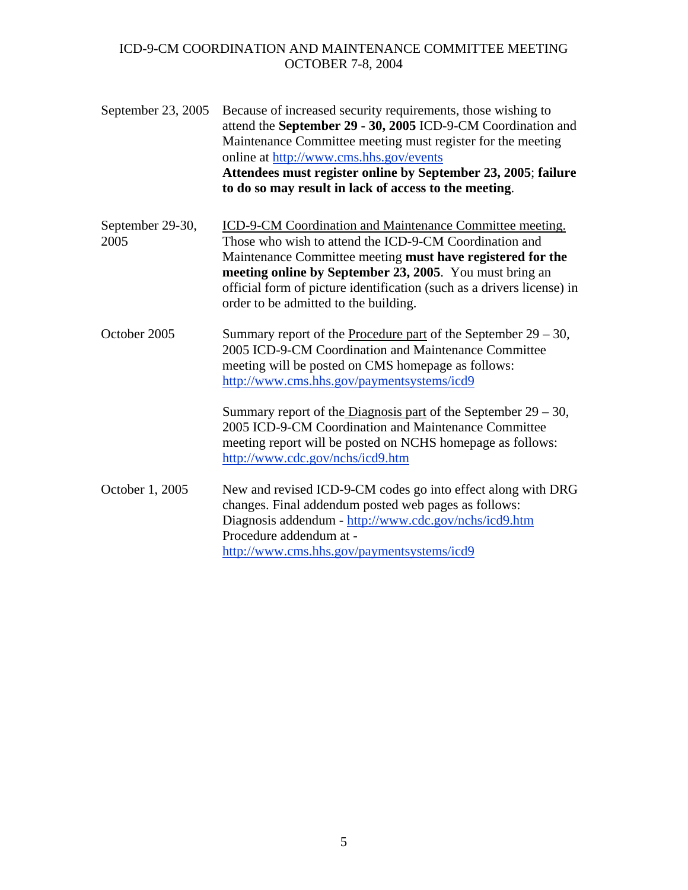| | |
|---|---|
| September 23, 2005 | Because of increased security requirements, those wishing to attend the **September 29 - 30, 2005** ICD-9-CM Coordination and Maintenance Committee meeting must register for the meeting online at http://www.cms.hhs.gov/events<br>**Attendees must register online by September 23, 2005**; **failure to do so may result in lack of access to the meeting**. |
| September 29-30, 2005 | ICD-9-CM Coordination and Maintenance Committee meeting.<br>Those who wish to attend the ICD-9-CM Coordination and Maintenance Committee meeting **must have registered for the meeting online by September 23, 2005**. You must bring an official form of picture identification (such as a drivers license) in order to be admitted to the building. |
| October 2005 | Summary report of the Procedure part of the September 29 – 30, 2005 ICD-9-CM Coordination and Maintenance Committee meeting will be posted on CMS homepage as follows: http://www.cms.hhs.gov/paymentsystems/icd9<br><br>Summary report of the Diagnosis part of the September 29 – 30, 2005 ICD-9-CM Coordination and Maintenance Committee meeting report will be posted on NCHS homepage as follows: http://www.cdc.gov/nchs/icd9.htm |
| October 1, 2005 | New and revised ICD-9-CM codes go into effect along with DRG changes. Final addendum posted web pages as follows:<br>Diagnosis addendum - http://www.cdc.gov/nchs/icd9.htm<br>Procedure addendum at - http://www.cms.hhs.gov/paymentsystems/icd9 |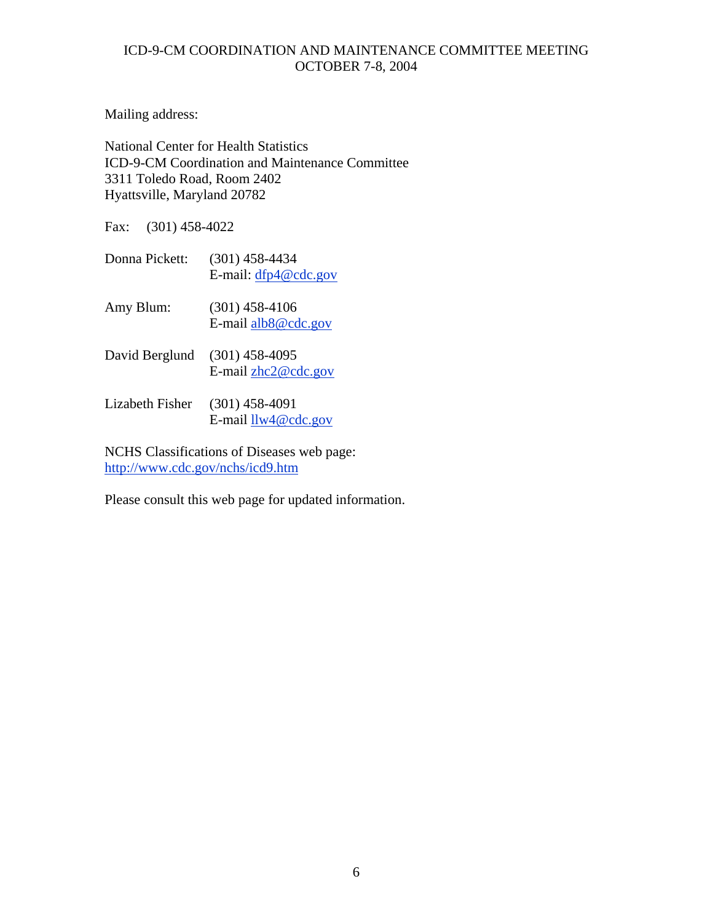Mailing address:

National Center for Health Statistics
ICD-9-CM Coordination and Maintenance Committee
3311 Toledo Road, Room 2402
Hyattsville, Maryland 20782

Fax: (301) 458-4022

| | |
|---|---|
| Donna Pickett: | (301) 458-4434<br>E-mail: dfp4@cdc.gov |
| Amy Blum: | (301) 458-4106<br>E-mail alb8@cdc.gov |
| David Berglund | (301) 458-4095<br>E-mail zhc2@cdc.gov |
| Lizabeth Fisher | (301) 458-4091<br>E-mail llw4@cdc.gov |

NCHS Classifications of Diseases web page:
http://www.cdc.gov/nchs/icd9.htm

Please consult this web page for updated information.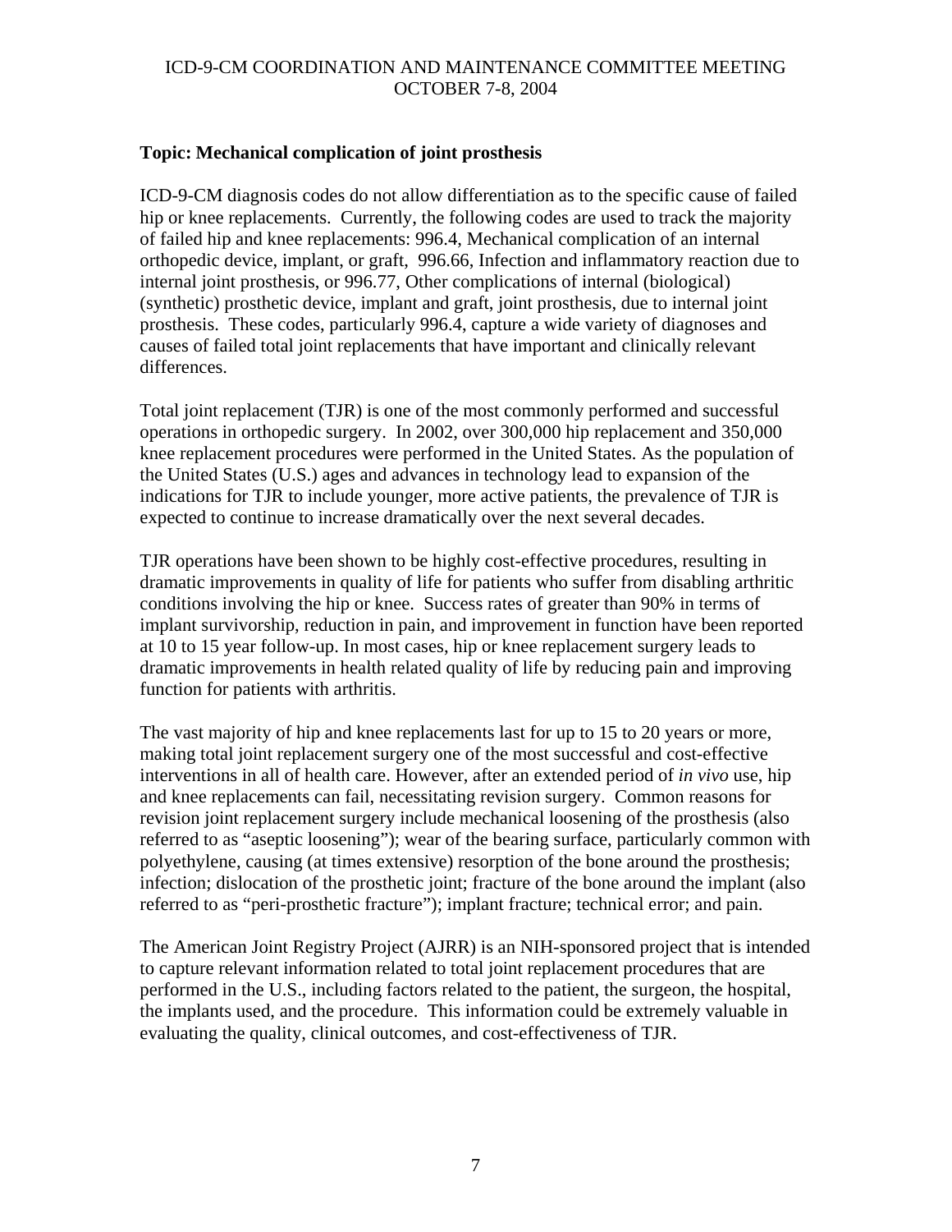**Topic: Mechanical complication of joint prosthesis**

ICD-9-CM diagnosis codes do not allow differentiation as to the specific cause of failed hip or knee replacements. Currently, the following codes are used to track the majority of failed hip and knee replacements: 996.4, Mechanical complication of an internal orthopedic device, implant, or graft, 996.66, Infection and inflammatory reaction due to internal joint prosthesis, or 996.77, Other complications of internal (biological) (synthetic) prosthetic device, implant and graft, joint prosthesis, due to internal joint prosthesis. These codes, particularly 996.4, capture a wide variety of diagnoses and causes of failed total joint replacements that have important and clinically relevant differences.

Total joint replacement (TJR) is one of the most commonly performed and successful operations in orthopedic surgery. In 2002, over 300,000 hip replacement and 350,000 knee replacement procedures were performed in the United States. As the population of the United States (U.S.) ages and advances in technology lead to expansion of the indications for TJR to include younger, more active patients, the prevalence of TJR is expected to continue to increase dramatically over the next several decades.

TJR operations have been shown to be highly cost-effective procedures, resulting in dramatic improvements in quality of life for patients who suffer from disabling arthritic conditions involving the hip or knee. Success rates of greater than 90% in terms of implant survivorship, reduction in pain, and improvement in function have been reported at 10 to 15 year follow-up. In most cases, hip or knee replacement surgery leads to dramatic improvements in health related quality of life by reducing pain and improving function for patients with arthritis.

The vast majority of hip and knee replacements last for up to 15 to 20 years or more, making total joint replacement surgery one of the most successful and cost-effective interventions in all of health care. However, after an extended period of *in vivo* use, hip and knee replacements can fail, necessitating revision surgery. Common reasons for revision joint replacement surgery include mechanical loosening of the prosthesis (also referred to as "aseptic loosening"); wear of the bearing surface, particularly common with polyethylene, causing (at times extensive) resorption of the bone around the prosthesis; infection; dislocation of the prosthetic joint; fracture of the bone around the implant (also referred to as "peri-prosthetic fracture"); implant fracture; technical error; and pain.

The American Joint Registry Project (AJRR) is an NIH-sponsored project that is intended to capture relevant information related to total joint replacement procedures that are performed in the U.S., including factors related to the patient, the surgeon, the hospital, the implants used, and the procedure. This information could be extremely valuable in evaluating the quality, clinical outcomes, and cost-effectiveness of TJR.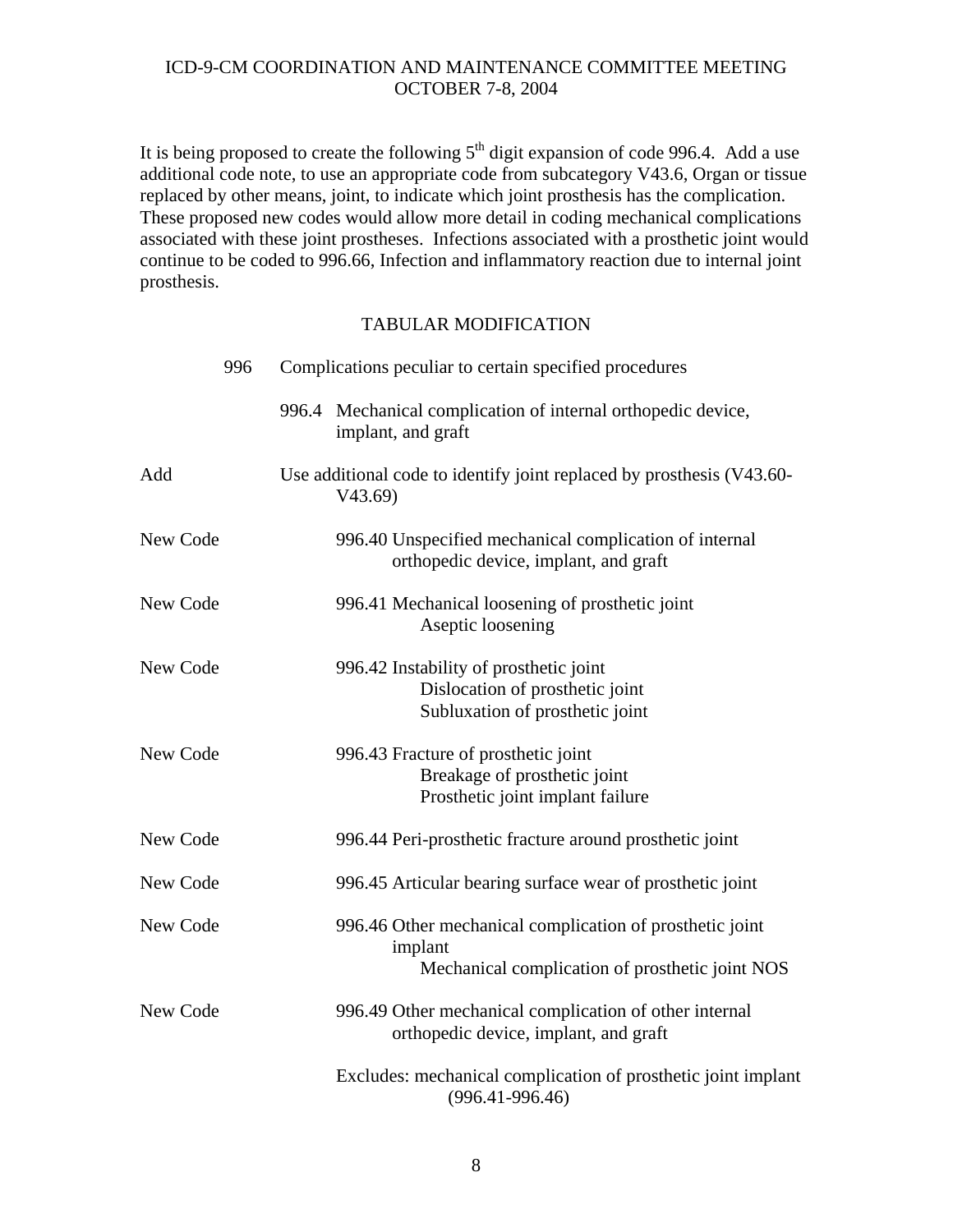It is being proposed to create the following 5th digit expansion of code 996.4. Add a use additional code note, to use an appropriate code from subcategory V43.6, Organ or tissue replaced by other means, joint, to indicate which joint prosthesis has the complication. These proposed new codes would allow more detail in coding mechanical complications associated with these joint prostheses. Infections associated with a prosthetic joint would continue to be coded to 996.66, Infection and inflammatory reaction due to internal joint prosthesis.

## TABULAR MODIFICATION

996 Complications peculiar to certain specified procedures

996.4 Mechanical complication of internal orthopedic device, implant, and graft

Add — Use additional code to identify joint replaced by prosthesis (V43.60-V43.69)

New Code — 996.40 Unspecified mechanical complication of internal orthopedic device, implant, and graft

New Code — 996.41 Mechanical loosening of prosthetic joint
  Aseptic loosening

New Code — 996.42 Instability of prosthetic joint
  Dislocation of prosthetic joint
  Subluxation of prosthetic joint

New Code — 996.43 Fracture of prosthetic joint
  Breakage of prosthetic joint
  Prosthetic joint implant failure

New Code — 996.44 Peri-prosthetic fracture around prosthetic joint

New Code — 996.45 Articular bearing surface wear of prosthetic joint

New Code — 996.46 Other mechanical complication of prosthetic joint implant
  Mechanical complication of prosthetic joint NOS

New Code — 996.49 Other mechanical complication of other internal orthopedic device, implant, and graft

Excludes: mechanical complication of prosthetic joint implant (996.41-996.46)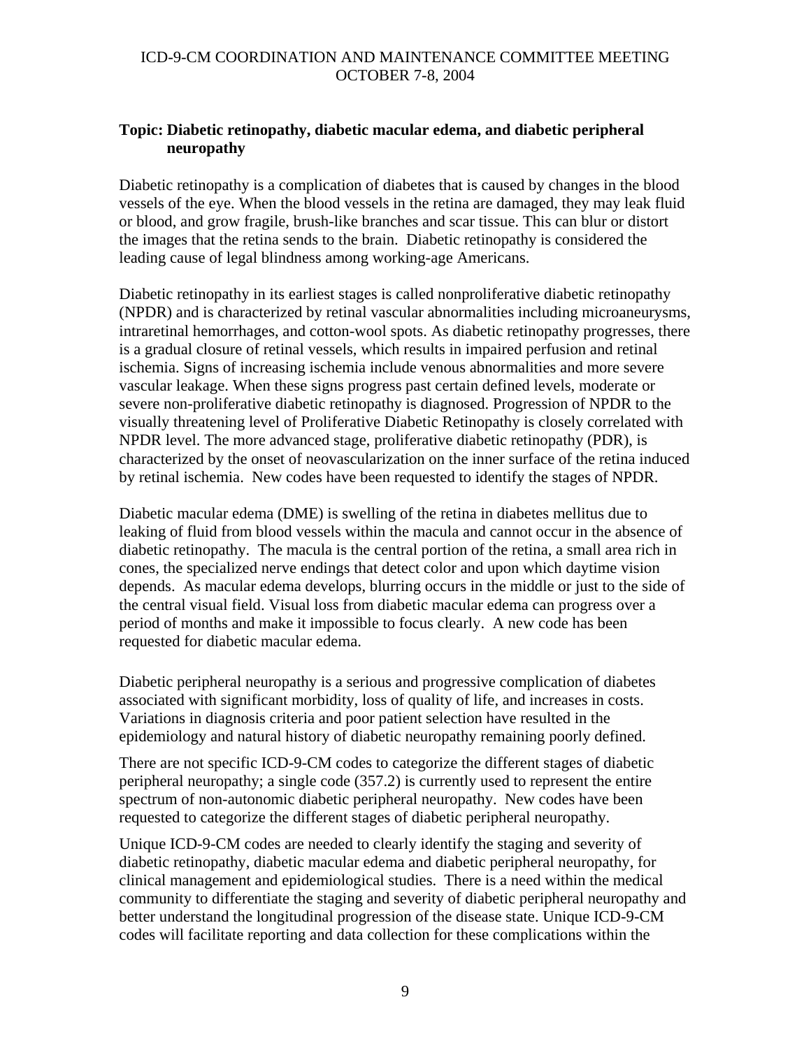**Topic: Diabetic retinopathy, diabetic macular edema, and diabetic peripheral neuropathy**

Diabetic retinopathy is a complication of diabetes that is caused by changes in the blood vessels of the eye. When the blood vessels in the retina are damaged, they may leak fluid or blood, and grow fragile, brush-like branches and scar tissue. This can blur or distort the images that the retina sends to the brain. Diabetic retinopathy is considered the leading cause of legal blindness among working-age Americans.

Diabetic retinopathy in its earliest stages is called nonproliferative diabetic retinopathy (NPDR) and is characterized by retinal vascular abnormalities including microaneurysms, intraretinal hemorrhages, and cotton-wool spots. As diabetic retinopathy progresses, there is a gradual closure of retinal vessels, which results in impaired perfusion and retinal ischemia. Signs of increasing ischemia include venous abnormalities and more severe vascular leakage. When these signs progress past certain defined levels, moderate or severe non-proliferative diabetic retinopathy is diagnosed. Progression of NPDR to the visually threatening level of Proliferative Diabetic Retinopathy is closely correlated with NPDR level. The more advanced stage, proliferative diabetic retinopathy (PDR), is characterized by the onset of neovascularization on the inner surface of the retina induced by retinal ischemia. New codes have been requested to identify the stages of NPDR.

Diabetic macular edema (DME) is swelling of the retina in diabetes mellitus due to leaking of fluid from blood vessels within the macula and cannot occur in the absence of diabetic retinopathy. The macula is the central portion of the retina, a small area rich in cones, the specialized nerve endings that detect color and upon which daytime vision depends. As macular edema develops, blurring occurs in the middle or just to the side of the central visual field. Visual loss from diabetic macular edema can progress over a period of months and make it impossible to focus clearly. A new code has been requested for diabetic macular edema.

Diabetic peripheral neuropathy is a serious and progressive complication of diabetes associated with significant morbidity, loss of quality of life, and increases in costs. Variations in diagnosis criteria and poor patient selection have resulted in the epidemiology and natural history of diabetic neuropathy remaining poorly defined.

There are not specific ICD-9-CM codes to categorize the different stages of diabetic peripheral neuropathy; a single code (357.2) is currently used to represent the entire spectrum of non-autonomic diabetic peripheral neuropathy. New codes have been requested to categorize the different stages of diabetic peripheral neuropathy.

Unique ICD-9-CM codes are needed to clearly identify the staging and severity of diabetic retinopathy, diabetic macular edema and diabetic peripheral neuropathy, for clinical management and epidemiological studies. There is a need within the medical community to differentiate the staging and severity of diabetic peripheral neuropathy and better understand the longitudinal progression of the disease state. Unique ICD-9-CM codes will facilitate reporting and data collection for these complications within the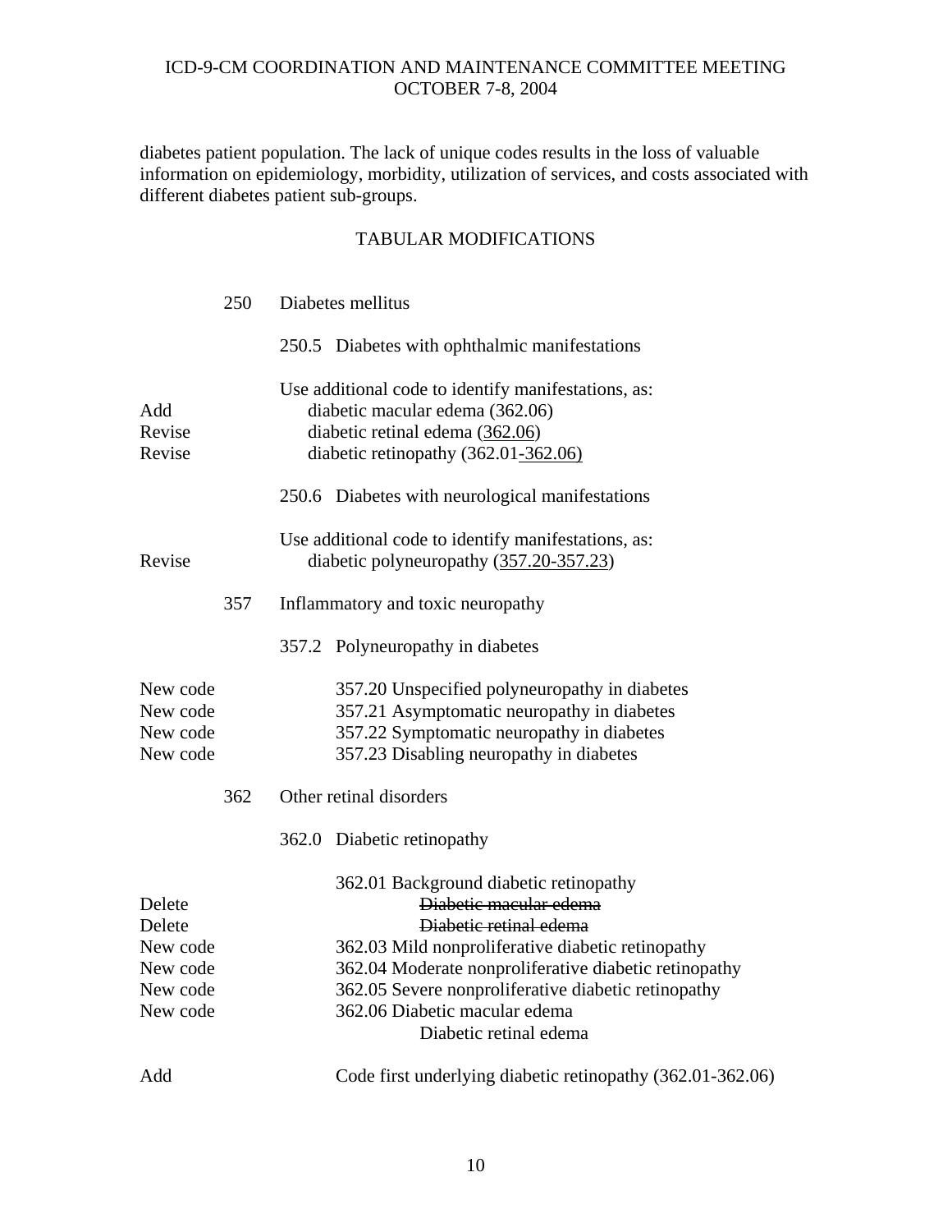diabetes patient population. The lack of unique codes results in the loss of valuable information on epidemiology, morbidity, utilization of services, and costs associated with different diabetes patient sub-groups.

## TABULAR MODIFICATIONS

| | | |
|---|---|---|
| | 250 | Diabetes mellitus |
| | | 250.5 Diabetes with ophthalmic manifestations |
| | | Use additional code to identify manifestations, as: |
| Add | | diabetic macular edema (362.06) |
| Revise | | diabetic retinal edema (<u>362.06</u>) |
| Revise | | diabetic retinopathy (362.01<u>-362.06)</u> |
| | | 250.6 Diabetes with neurological manifestations |
| | | Use additional code to identify manifestations, as: |
| Revise | | diabetic polyneuropathy (<u>357.20-357.23</u>) |
| | 357 | Inflammatory and toxic neuropathy |
| | | 357.2 Polyneuropathy in diabetes |
| New code | | 357.20 Unspecified polyneuropathy in diabetes |
| New code | | 357.21 Asymptomatic neuropathy in diabetes |
| New code | | 357.22 Symptomatic neuropathy in diabetes |
| New code | | 357.23 Disabling neuropathy in diabetes |
| | 362 | Other retinal disorders |
| | | 362.0 Diabetic retinopathy |
| | | 362.01 Background diabetic retinopathy |
| Delete | | ~~Diabetic macular edema~~ |
| Delete | | ~~Diabetic retinal edema~~ |
| New code | | 362.03 Mild nonproliferative diabetic retinopathy |
| New code | | 362.04 Moderate nonproliferative diabetic retinopathy |
| New code | | 362.05 Severe nonproliferative diabetic retinopathy |
| New code | | 362.06 Diabetic macular edema |
| | | Diabetic retinal edema |
| Add | | Code first underlying diabetic retinopathy (362.01-362.06) |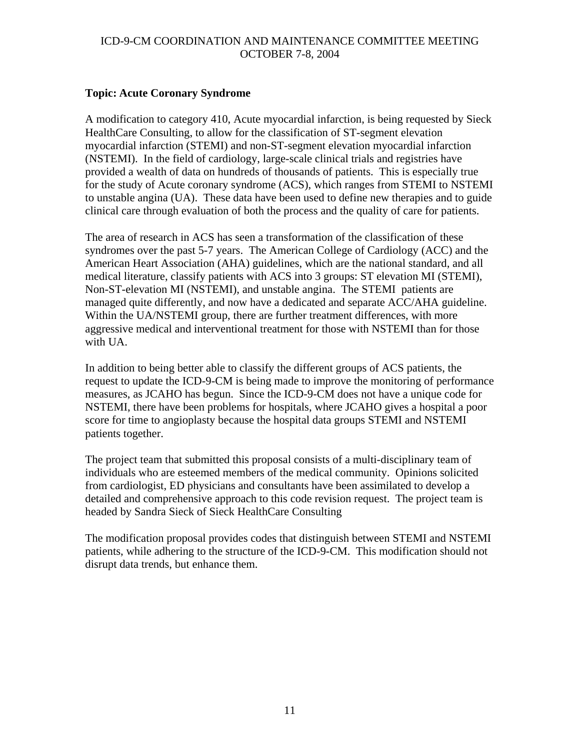**Topic: Acute Coronary Syndrome**

A modification to category 410, Acute myocardial infarction, is being requested by Sieck HealthCare Consulting, to allow for the classification of ST-segment elevation myocardial infarction (STEMI) and non-ST-segment elevation myocardial infarction (NSTEMI). In the field of cardiology, large-scale clinical trials and registries have provided a wealth of data on hundreds of thousands of patients. This is especially true for the study of Acute coronary syndrome (ACS), which ranges from STEMI to NSTEMI to unstable angina (UA). These data have been used to define new therapies and to guide clinical care through evaluation of both the process and the quality of care for patients.

The area of research in ACS has seen a transformation of the classification of these syndromes over the past 5-7 years. The American College of Cardiology (ACC) and the American Heart Association (AHA) guidelines, which are the national standard, and all medical literature, classify patients with ACS into 3 groups: ST elevation MI (STEMI), Non-ST-elevation MI (NSTEMI), and unstable angina. The STEMI patients are managed quite differently, and now have a dedicated and separate ACC/AHA guideline. Within the UA/NSTEMI group, there are further treatment differences, with more aggressive medical and interventional treatment for those with NSTEMI than for those with UA.

In addition to being better able to classify the different groups of ACS patients, the request to update the ICD-9-CM is being made to improve the monitoring of performance measures, as JCAHO has begun. Since the ICD-9-CM does not have a unique code for NSTEMI, there have been problems for hospitals, where JCAHO gives a hospital a poor score for time to angioplasty because the hospital data groups STEMI and NSTEMI patients together.

The project team that submitted this proposal consists of a multi-disciplinary team of individuals who are esteemed members of the medical community. Opinions solicited from cardiologist, ED physicians and consultants have been assimilated to develop a detailed and comprehensive approach to this code revision request. The project team is headed by Sandra Sieck of Sieck HealthCare Consulting

The modification proposal provides codes that distinguish between STEMI and NSTEMI patients, while adhering to the structure of the ICD-9-CM. This modification should not disrupt data trends, but enhance them.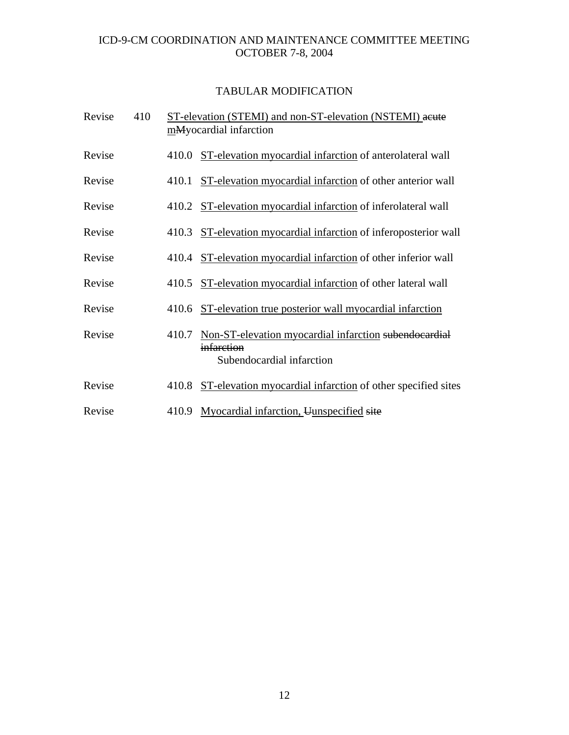# ICD-9-CM COORDINATION AND MAINTENANCE COMMITTEE MEETING
# OCTOBER 7-8, 2004

## TABULAR MODIFICATION

| | | | |
|---|---|---|---|
| Revise | 410 | | <u>ST-elevation (STEMI) and non-ST-elevation (NSTEMI)</u> ~~acute~~ <u>m</u>~~M~~yocardial infarction |
| Revise | | 410.0 | <u>ST-elevation myocardial infarction</u> of anterolateral wall |
| Revise | | 410.1 | <u>ST-elevation myocardial infarction</u> of other anterior wall |
| Revise | | 410.2 | <u>ST-elevation myocardial infarction</u> of inferolateral wall |
| Revise | | 410.3 | <u>ST-elevation myocardial infarction</u> of inferoposterior wall |
| Revise | | 410.4 | <u>ST-elevation myocardial infarction</u> of other inferior wall |
| Revise | | 410.5 | <u>ST-elevation myocardial infarction</u> of other lateral wall |
| Revise | | 410.6 | <u>ST-elevation true posterior wall myocardial infarction</u> |
| Revise | | 410.7 | <u>Non-ST-elevation myocardial infarction</u> ~~subendocardial infarction~~<br>Subendocardial infarction |
| Revise | | 410.8 | <u>ST-elevation myocardial infarction</u> of other specified sites |
| Revise | | 410.9 | <u>Myocardial infarction,</u> ~~U~~<u>unspecified</u> ~~site~~ |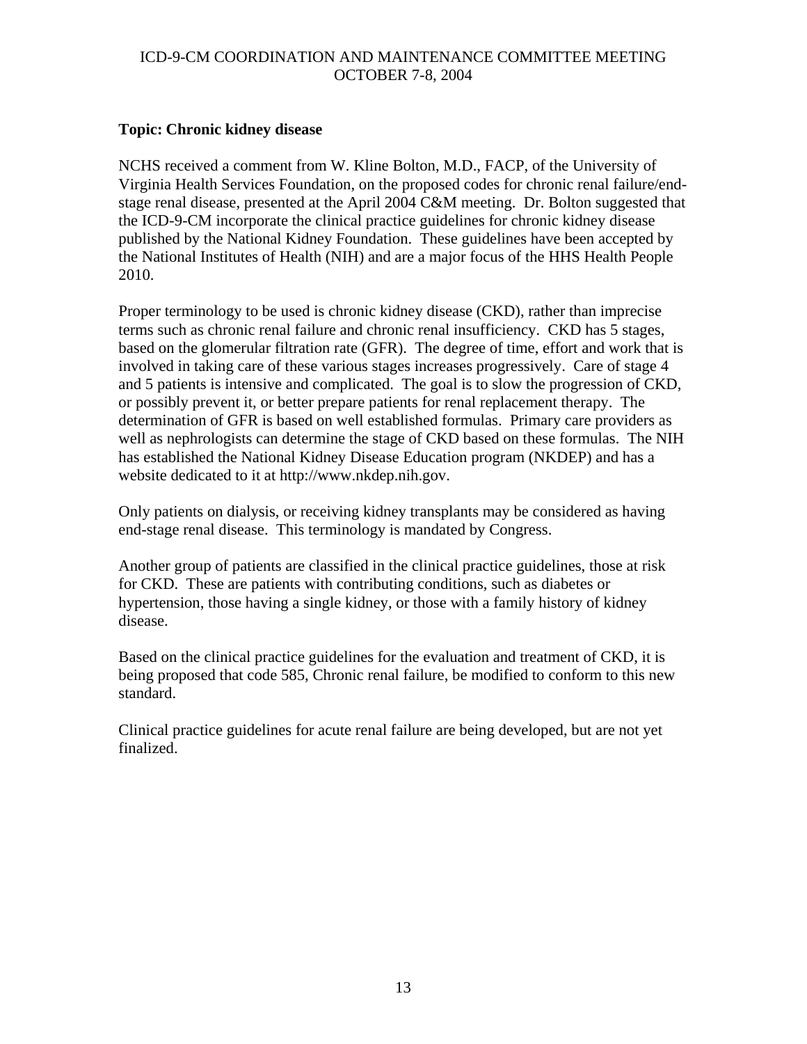**Topic: Chronic kidney disease**

NCHS received a comment from W. Kline Bolton, M.D., FACP, of the University of Virginia Health Services Foundation, on the proposed codes for chronic renal failure/end-stage renal disease, presented at the April 2004 C&M meeting. Dr. Bolton suggested that the ICD-9-CM incorporate the clinical practice guidelines for chronic kidney disease published by the National Kidney Foundation. These guidelines have been accepted by the National Institutes of Health (NIH) and are a major focus of the HHS Health People 2010.

Proper terminology to be used is chronic kidney disease (CKD), rather than imprecise terms such as chronic renal failure and chronic renal insufficiency. CKD has 5 stages, based on the glomerular filtration rate (GFR). The degree of time, effort and work that is involved in taking care of these various stages increases progressively. Care of stage 4 and 5 patients is intensive and complicated. The goal is to slow the progression of CKD, or possibly prevent it, or better prepare patients for renal replacement therapy. The determination of GFR is based on well established formulas. Primary care providers as well as nephrologists can determine the stage of CKD based on these formulas. The NIH has established the National Kidney Disease Education program (NKDEP) and has a website dedicated to it at http://www.nkdep.nih.gov.

Only patients on dialysis, or receiving kidney transplants may be considered as having end-stage renal disease. This terminology is mandated by Congress.

Another group of patients are classified in the clinical practice guidelines, those at risk for CKD. These are patients with contributing conditions, such as diabetes or hypertension, those having a single kidney, or those with a family history of kidney disease.

Based on the clinical practice guidelines for the evaluation and treatment of CKD, it is being proposed that code 585, Chronic renal failure, be modified to conform to this new standard.

Clinical practice guidelines for acute renal failure are being developed, but are not yet finalized.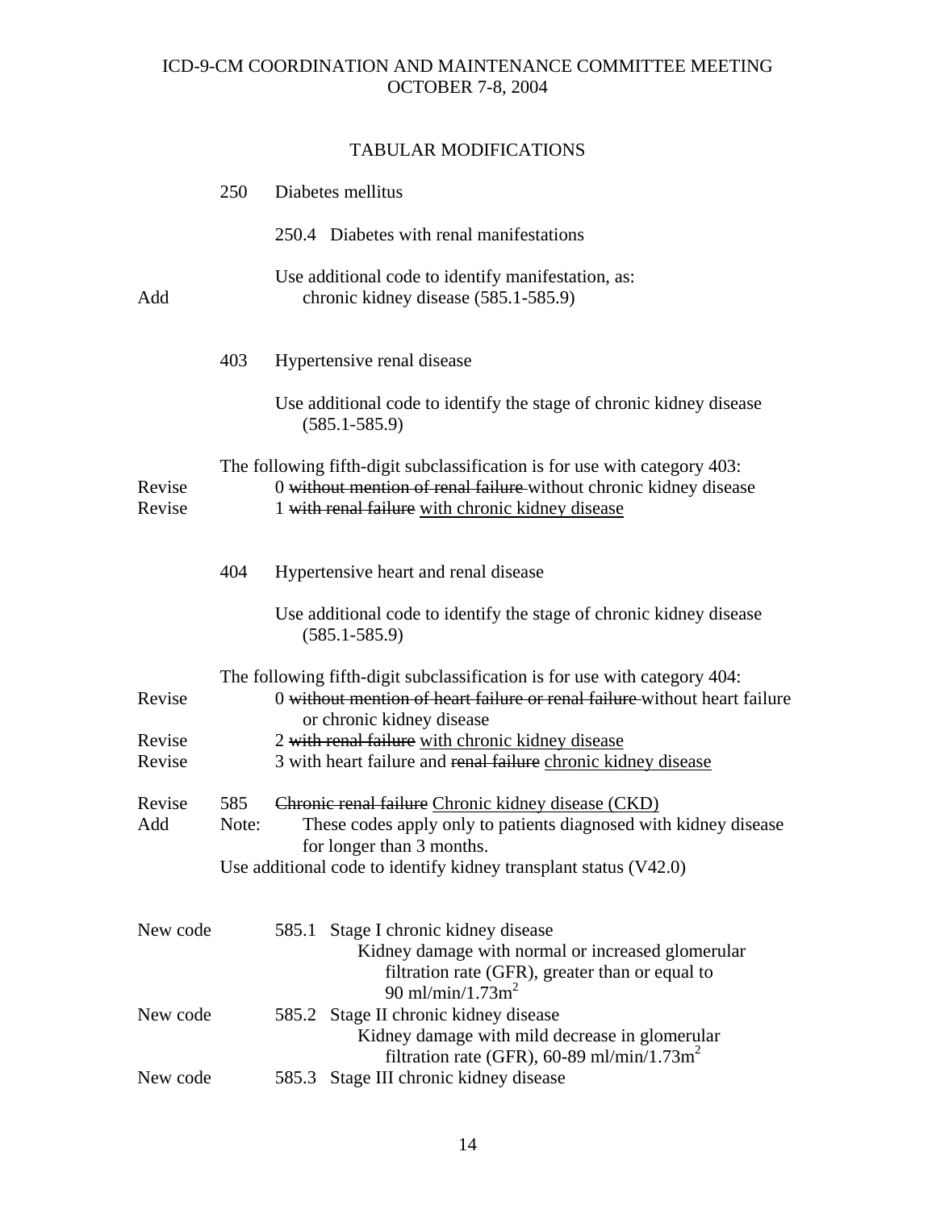ICD-9-CM COORDINATION AND MAINTENANCE COMMITTEE MEETING
OCTOBER 7-8, 2004

## TABULAR MODIFICATIONS

250 Diabetes mellitus

250.4 Diabetes with renal manifestations

Use additional code to identify manifestation, as:

Add — chronic kidney disease (585.1-585.9)

403 Hypertensive renal disease

Use additional code to identify the stage of chronic kidney disease (585.1-585.9)

The following fifth-digit subclassification is for use with category 403:

Revise — 0 ~~without mention of renal failure~~ without chronic kidney disease

Revise — 1 ~~with renal failure~~ with chronic kidney disease

404 Hypertensive heart and renal disease

Use additional code to identify the stage of chronic kidney disease (585.1-585.9)

The following fifth-digit subclassification is for use with category 404:

Revise — 0 ~~without mention of heart failure or renal failure~~ without heart failure or chronic kidney disease

Revise — 2 ~~with renal failure~~ with chronic kidney disease

Revise — 3 with heart failure and ~~renal failure~~ chronic kidney disease

Revise — 585 ~~Chronic renal failure~~ Chronic kidney disease (CKD)

Add — Note: These codes apply only to patients diagnosed with kidney disease for longer than 3 months.

Use additional code to identify kidney transplant status (V42.0)

New code — 585.1 Stage I chronic kidney disease
Kidney damage with normal or increased glomerular filtration rate (GFR), greater than or equal to 90 ml/min/1.73m$^2$

New code — 585.2 Stage II chronic kidney disease
Kidney damage with mild decrease in glomerular filtration rate (GFR), 60-89 ml/min/1.73m$^2$

New code — 585.3 Stage III chronic kidney disease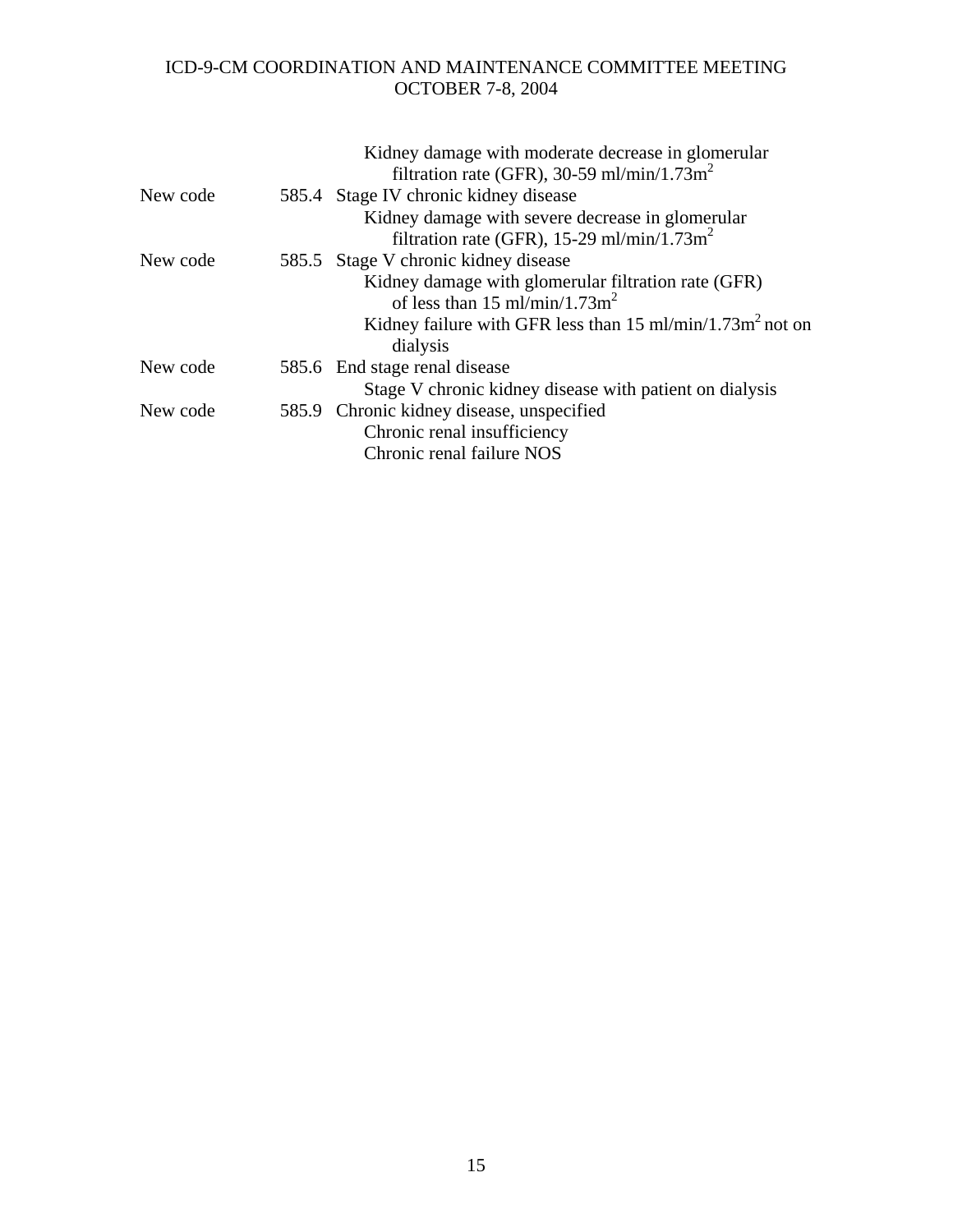Kidney damage with moderate decrease in glomerular filtration rate (GFR), 30-59 ml/min/1.73m$^2$

New code 585.4 Stage IV chronic kidney disease

Kidney damage with severe decrease in glomerular filtration rate (GFR), 15-29 ml/min/1.73m$^2$

New code 585.5 Stage V chronic kidney disease

Kidney damage with glomerular filtration rate (GFR) of less than 15 ml/min/1.73m$^2$

Kidney failure with GFR less than 15 ml/min/1.73m$^2$ not on dialysis

New code 585.6 End stage renal disease

Stage V chronic kidney disease with patient on dialysis

New code 585.9 Chronic kidney disease, unspecified

Chronic renal insufficiency

Chronic renal failure NOS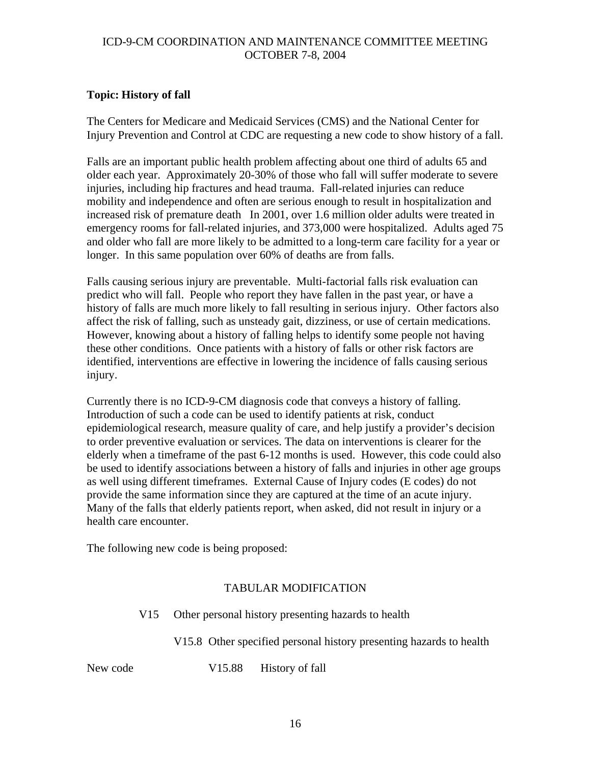**Topic: History of fall**

The Centers for Medicare and Medicaid Services (CMS) and the National Center for Injury Prevention and Control at CDC are requesting a new code to show history of a fall.

Falls are an important public health problem affecting about one third of adults 65 and older each year. Approximately 20-30% of those who fall will suffer moderate to severe injuries, including hip fractures and head trauma. Fall-related injuries can reduce mobility and independence and often are serious enough to result in hospitalization and increased risk of premature death In 2001, over 1.6 million older adults were treated in emergency rooms for fall-related injuries, and 373,000 were hospitalized. Adults aged 75 and older who fall are more likely to be admitted to a long-term care facility for a year or longer. In this same population over 60% of deaths are from falls.

Falls causing serious injury are preventable. Multi-factorial falls risk evaluation can predict who will fall. People who report they have fallen in the past year, or have a history of falls are much more likely to fall resulting in serious injury. Other factors also affect the risk of falling, such as unsteady gait, dizziness, or use of certain medications. However, knowing about a history of falling helps to identify some people not having these other conditions. Once patients with a history of falls or other risk factors are identified, interventions are effective in lowering the incidence of falls causing serious injury.

Currently there is no ICD-9-CM diagnosis code that conveys a history of falling. Introduction of such a code can be used to identify patients at risk, conduct epidemiological research, measure quality of care, and help justify a provider's decision to order preventive evaluation or services. The data on interventions is clearer for the elderly when a timeframe of the past 6-12 months is used. However, this code could also be used to identify associations between a history of falls and injuries in other age groups as well using different timeframes. External Cause of Injury codes (E codes) do not provide the same information since they are captured at the time of an acute injury. Many of the falls that elderly patients report, when asked, did not result in injury or a health care encounter.

The following new code is being proposed:

TABULAR MODIFICATION

V15 Other personal history presenting hazards to health

V15.8 Other specified personal history presenting hazards to health

New code V15.88 History of fall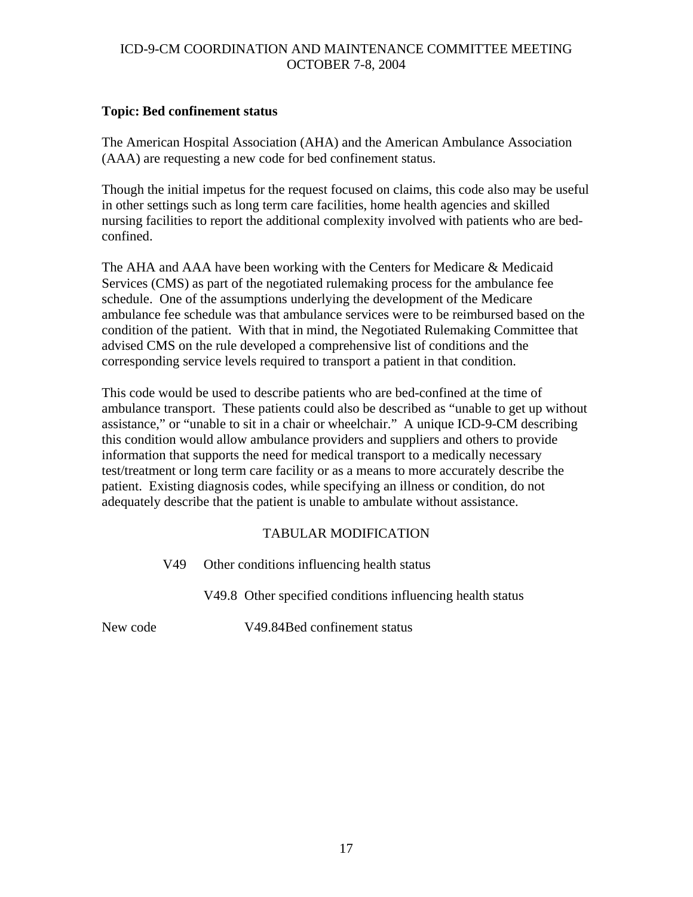**Topic: Bed confinement status**

The American Hospital Association (AHA) and the American Ambulance Association (AAA) are requesting a new code for bed confinement status.

Though the initial impetus for the request focused on claims, this code also may be useful in other settings such as long term care facilities, home health agencies and skilled nursing facilities to report the additional complexity involved with patients who are bed-confined.

The AHA and AAA have been working with the Centers for Medicare & Medicaid Services (CMS) as part of the negotiated rulemaking process for the ambulance fee schedule. One of the assumptions underlying the development of the Medicare ambulance fee schedule was that ambulance services were to be reimbursed based on the condition of the patient. With that in mind, the Negotiated Rulemaking Committee that advised CMS on the rule developed a comprehensive list of conditions and the corresponding service levels required to transport a patient in that condition.

This code would be used to describe patients who are bed-confined at the time of ambulance transport. These patients could also be described as "unable to get up without assistance," or "unable to sit in a chair or wheelchair." A unique ICD-9-CM describing this condition would allow ambulance providers and suppliers and others to provide information that supports the need for medical transport to a medically necessary test/treatment or long term care facility or as a means to more accurately describe the patient. Existing diagnosis codes, while specifying an illness or condition, do not adequately describe that the patient is unable to ambulate without assistance.

TABULAR MODIFICATION

V49 Other conditions influencing health status

V49.8 Other specified conditions influencing health status

New code V49.84 Bed confinement status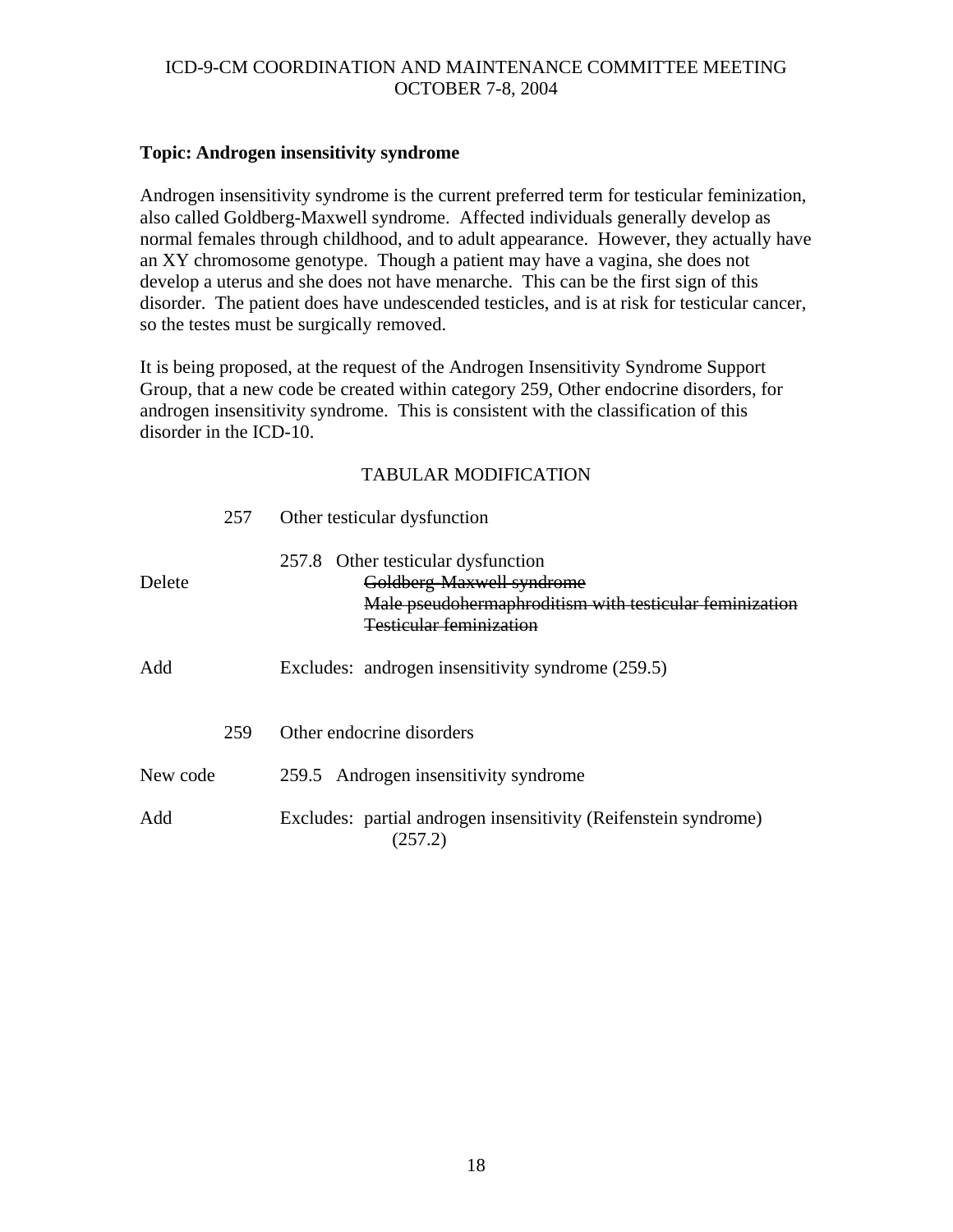ICD-9-CM COORDINATION AND MAINTENANCE COMMITTEE MEETING
OCTOBER 7-8, 2004

**Topic: Androgen insensitivity syndrome**

Androgen insensitivity syndrome is the current preferred term for testicular feminization, also called Goldberg-Maxwell syndrome. Affected individuals generally develop as normal females through childhood, and to adult appearance. However, they actually have an XY chromosome genotype. Though a patient may have a vagina, she does not develop a uterus and she does not have menarche. This can be the first sign of this disorder. The patient does have undescended testicles, and is at risk for testicular cancer, so the testes must be surgically removed.

It is being proposed, at the request of the Androgen Insensitivity Syndrome Support Group, that a new code be created within category 259, Other endocrine disorders, for androgen insensitivity syndrome. This is consistent with the classification of this disorder in the ICD-10.

TABULAR MODIFICATION

257 Other testicular dysfunction

257.8 Other testicular dysfunction

Delete ~~Goldberg-Maxwell syndrome~~
~~Male pseudohermaphroditism with testicular feminization~~
~~Testicular feminization~~

Add Excludes: androgen insensitivity syndrome (259.5)

259 Other endocrine disorders

New code 259.5 Androgen insensitivity syndrome

Add Excludes: partial androgen insensitivity (Reifenstein syndrome) (257.2)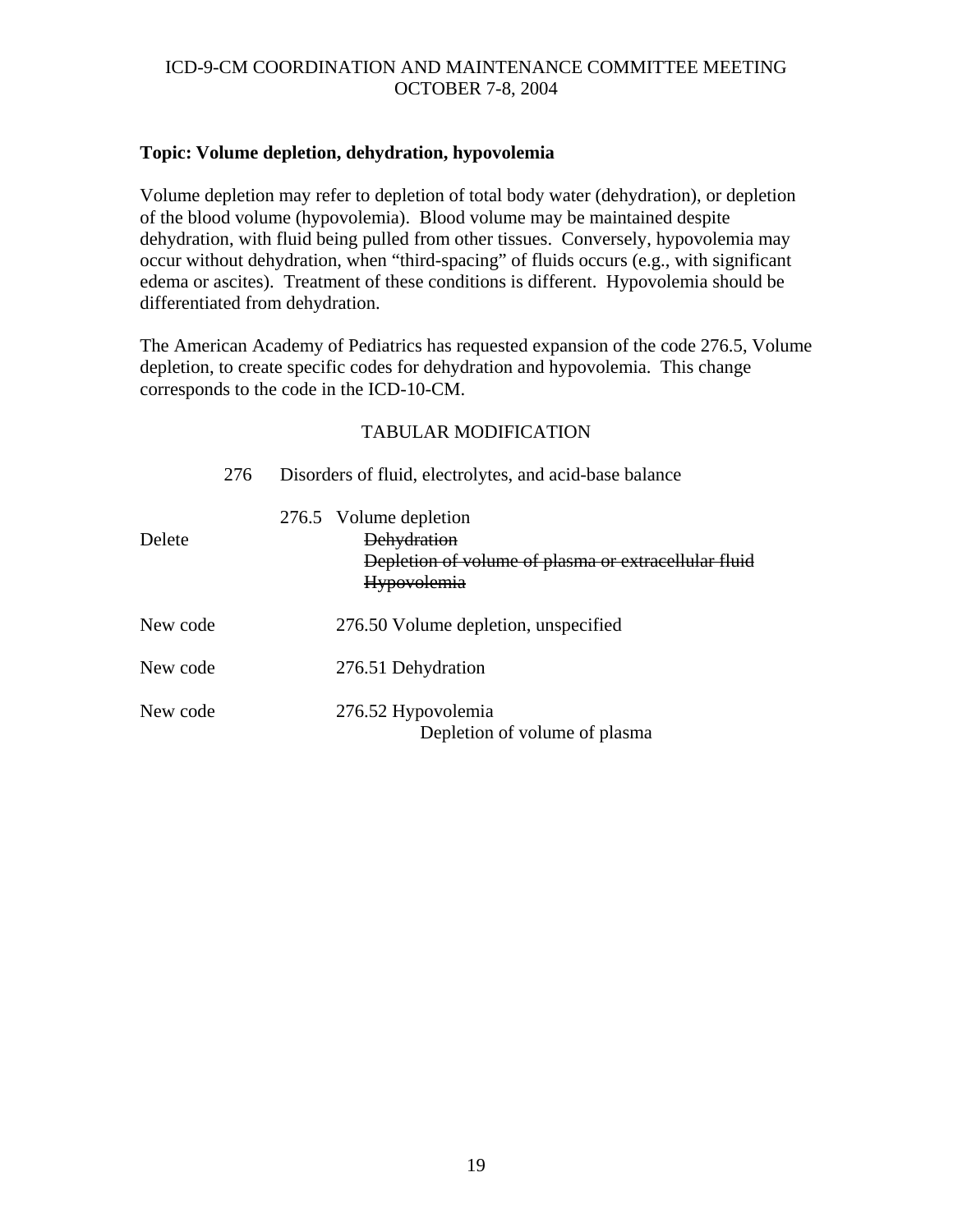ICD-9-CM COORDINATION AND MAINTENANCE COMMITTEE MEETING
OCTOBER 7-8, 2004

**Topic: Volume depletion, dehydration, hypovolemia**

Volume depletion may refer to depletion of total body water (dehydration), or depletion of the blood volume (hypovolemia). Blood volume may be maintained despite dehydration, with fluid being pulled from other tissues. Conversely, hypovolemia may occur without dehydration, when "third-spacing" of fluids occurs (e.g., with significant edema or ascites). Treatment of these conditions is different. Hypovolemia should be differentiated from dehydration.

The American Academy of Pediatrics has requested expansion of the code 276.5, Volume depletion, to create specific codes for dehydration and hypovolemia. This change corresponds to the code in the ICD-10-CM.

TABULAR MODIFICATION

276 Disorders of fluid, electrolytes, and acid-base balance

276.5 Volume depletion

Delete ~~Dehydration~~
~~Depletion of volume of plasma or extracellular fluid~~
~~Hypovolemia~~

New code 276.50 Volume depletion, unspecified

New code 276.51 Dehydration

New code 276.52 Hypovolemia
Depletion of volume of plasma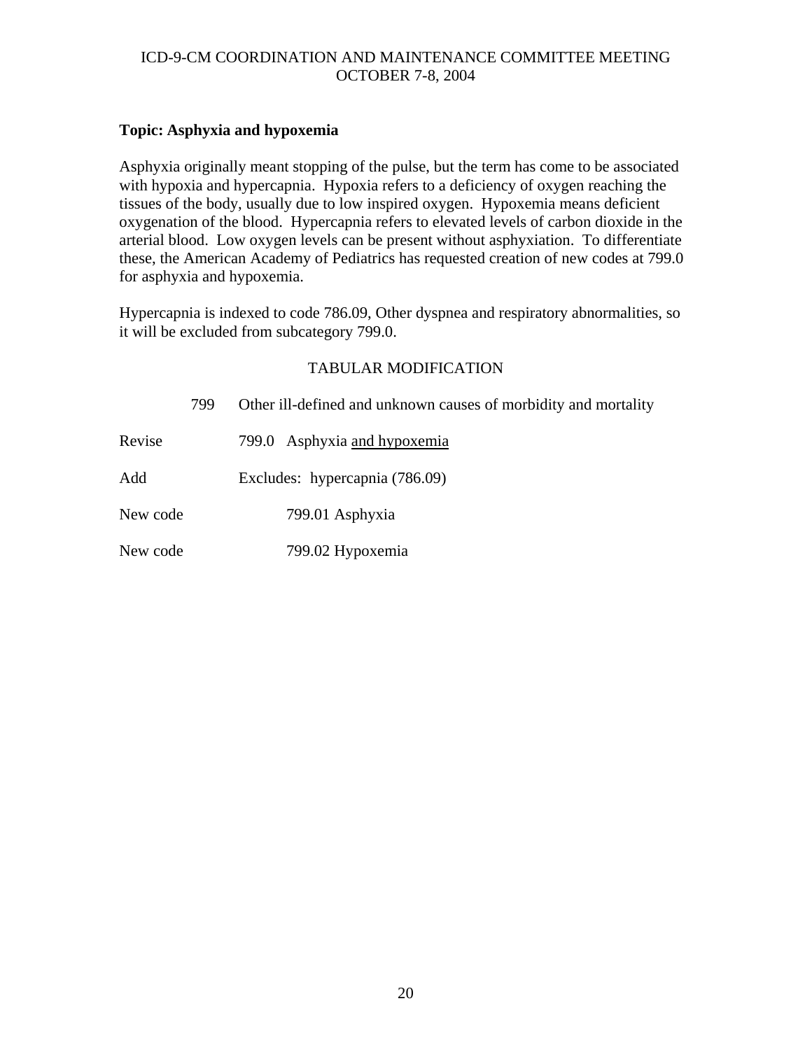**Topic: Asphyxia and hypoxemia**

Asphyxia originally meant stopping of the pulse, but the term has come to be associated with hypoxia and hypercapnia. Hypoxia refers to a deficiency of oxygen reaching the tissues of the body, usually due to low inspired oxygen. Hypoxemia means deficient oxygenation of the blood. Hypercapnia refers to elevated levels of carbon dioxide in the arterial blood. Low oxygen levels can be present without asphyxiation. To differentiate these, the American Academy of Pediatrics has requested creation of new codes at 799.0 for asphyxia and hypoxemia.

Hypercapnia is indexed to code 786.09, Other dyspnea and respiratory abnormalities, so it will be excluded from subcategory 799.0.

TABULAR MODIFICATION

| | |
|---|---|
| 799 | Other ill-defined and unknown causes of morbidity and mortality |
| Revise | 799.0 Asphyxia <u>and hypoxemia</u> |
| Add | Excludes: hypercapnia (786.09) |
| New code | 799.01 Asphyxia |
| New code | 799.02 Hypoxemia |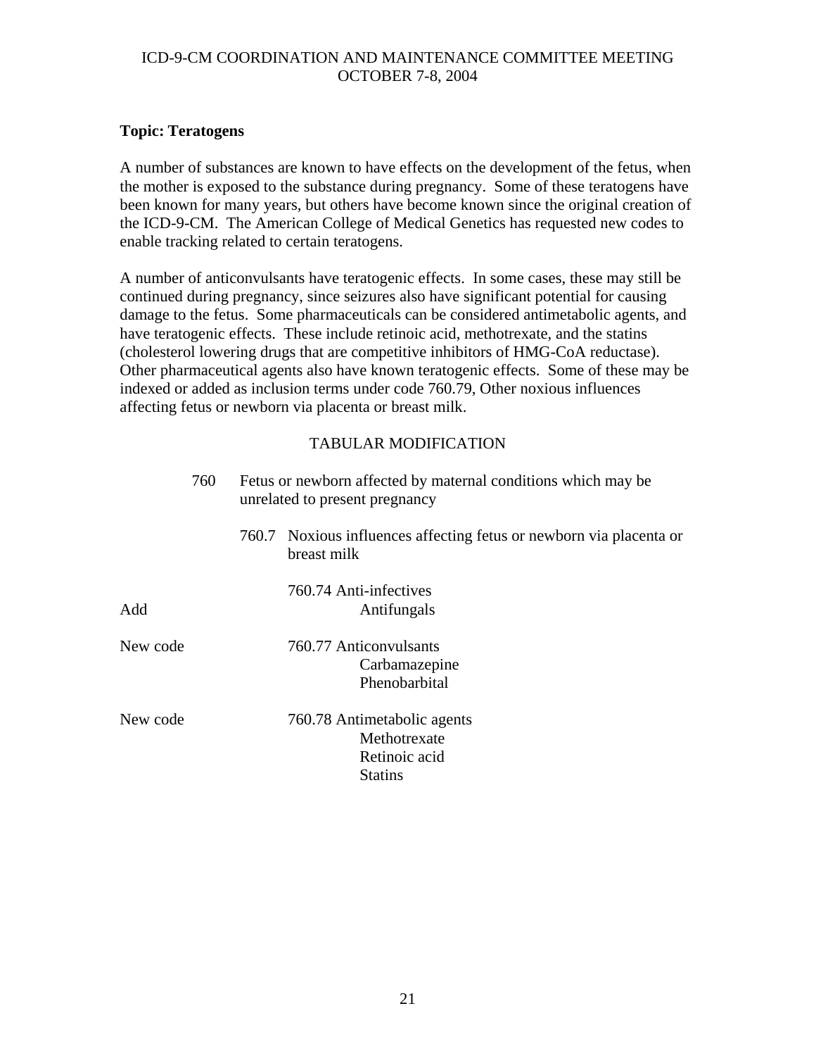**Topic: Teratogens**

A number of substances are known to have effects on the development of the fetus, when the mother is exposed to the substance during pregnancy. Some of these teratogens have been known for many years, but others have become known since the original creation of the ICD-9-CM. The American College of Medical Genetics has requested new codes to enable tracking related to certain teratogens.

A number of anticonvulsants have teratogenic effects. In some cases, these may still be continued during pregnancy, since seizures also have significant potential for causing damage to the fetus. Some pharmaceuticals can be considered antimetabolic agents, and have teratogenic effects. These include retinoic acid, methotrexate, and the statins (cholesterol lowering drugs that are competitive inhibitors of HMG-CoA reductase). Other pharmaceutical agents also have known teratogenic effects. Some of these may be indexed or added as inclusion terms under code 760.79, Other noxious influences affecting fetus or newborn via placenta or breast milk.

TABULAR MODIFICATION

760 Fetus or newborn affected by maternal conditions which may be unrelated to present pregnancy

760.7 Noxious influences affecting fetus or newborn via placenta or breast milk

760.74 Anti-infectives

Add — Antifungals

New code — 760.77 Anticonvulsants
- Carbamazepine
- Phenobarbital

New code — 760.78 Antimetabolic agents
- Methotrexate
- Retinoic acid
- Statins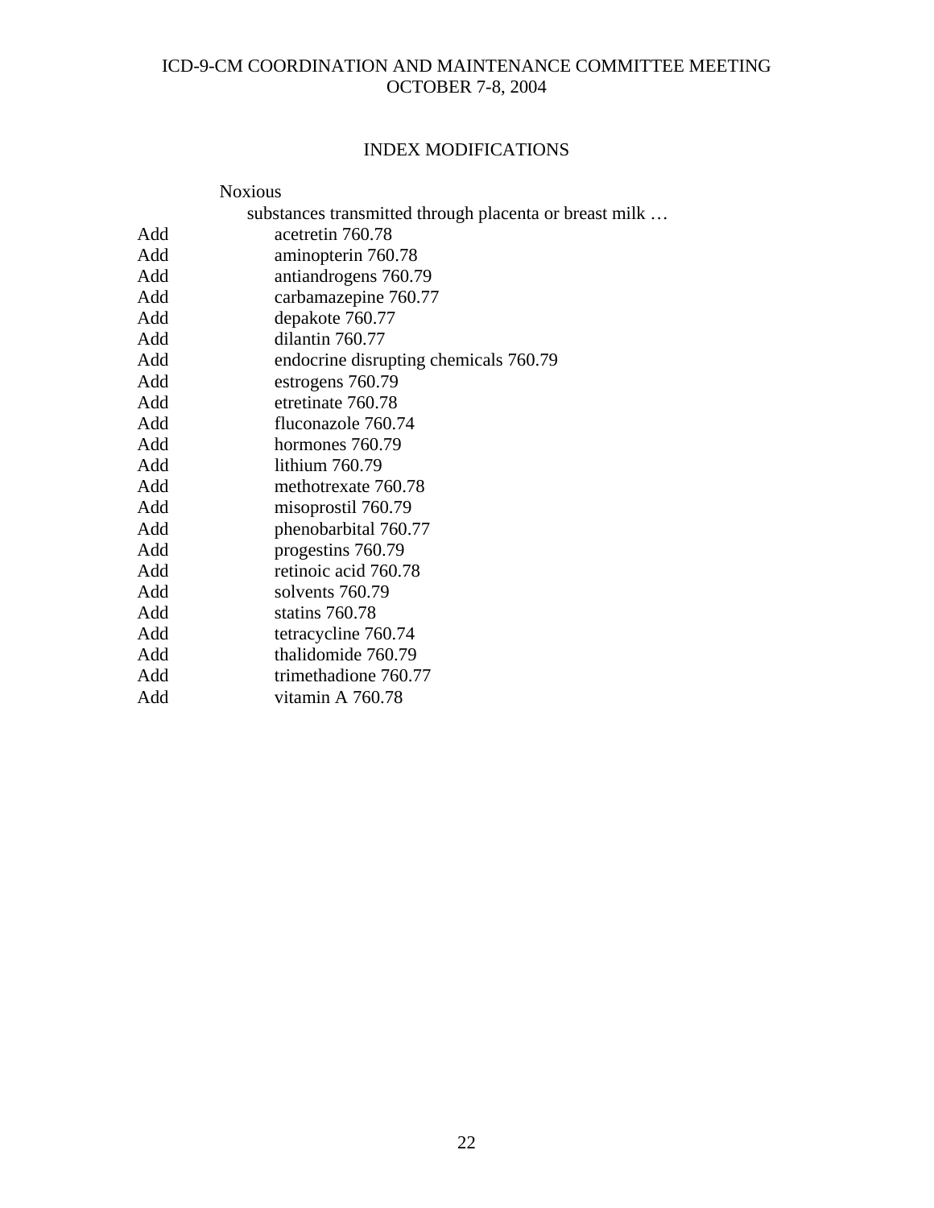## INDEX MODIFICATIONS

Noxious
  substances transmitted through placenta or breast milk …

| | |
|---|---|
| Add | acetretin 760.78 |
| Add | aminopterin 760.78 |
| Add | antiandrogens 760.79 |
| Add | carbamazepine 760.77 |
| Add | depakote 760.77 |
| Add | dilantin 760.77 |
| Add | endocrine disrupting chemicals 760.79 |
| Add | estrogens 760.79 |
| Add | etretinate 760.78 |
| Add | fluconazole 760.74 |
| Add | hormones 760.79 |
| Add | lithium 760.79 |
| Add | methotrexate 760.78 |
| Add | misoprostil 760.79 |
| Add | phenobarbital 760.77 |
| Add | progestins 760.79 |
| Add | retinoic acid 760.78 |
| Add | solvents 760.79 |
| Add | statins 760.78 |
| Add | tetracycline 760.74 |
| Add | thalidomide 760.79 |
| Add | trimethadione 760.77 |
| Add | vitamin A 760.78 |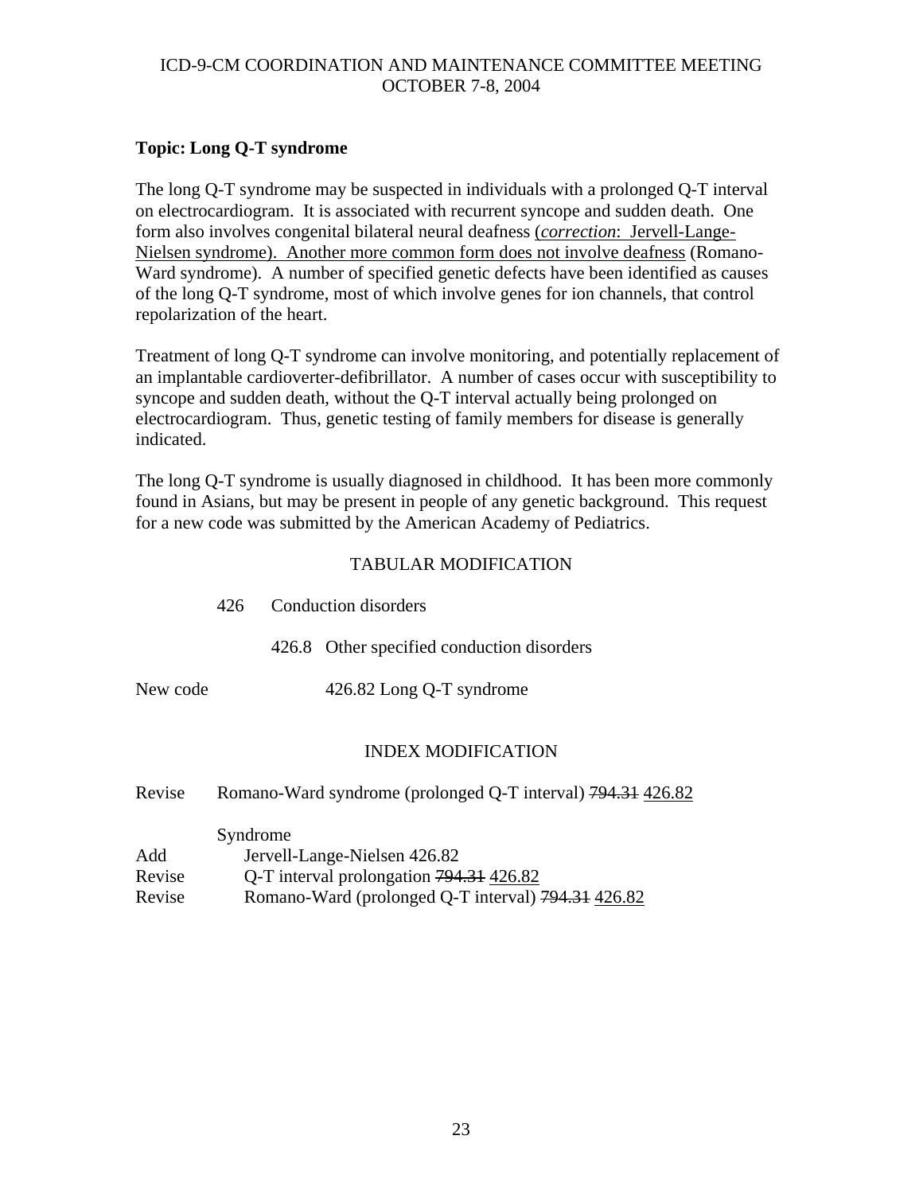ICD-9-CM COORDINATION AND MAINTENANCE COMMITTEE MEETING
OCTOBER 7-8, 2004

**Topic: Long Q-T syndrome**

The long Q-T syndrome may be suspected in individuals with a prolonged Q-T interval on electrocardiogram. It is associated with recurrent syncope and sudden death. One form also involves congenital bilateral neural deafness <u>(*correction*: Jervell-Lange-Nielsen syndrome). Another more common form does not involve deafness</u> (Romano-Ward syndrome). A number of specified genetic defects have been identified as causes of the long Q-T syndrome, most of which involve genes for ion channels, that control repolarization of the heart.

Treatment of long Q-T syndrome can involve monitoring, and potentially replacement of an implantable cardioverter-defibrillator. A number of cases occur with susceptibility to syncope and sudden death, without the Q-T interval actually being prolonged on electrocardiogram. Thus, genetic testing of family members for disease is generally indicated.

The long Q-T syndrome is usually diagnosed in childhood. It has been more commonly found in Asians, but may be present in people of any genetic background. This request for a new code was submitted by the American Academy of Pediatrics.

TABULAR MODIFICATION

426 Conduction disorders

426.8 Other specified conduction disorders

New code 426.82 Long Q-T syndrome

INDEX MODIFICATION

Revise Romano-Ward syndrome (prolonged Q-T interval) ~~794.31~~ <u>426.82</u>

Syndrome

Add Jervell-Lange-Nielsen 426.82

Revise Q-T interval prolongation ~~794.31~~ <u>426.82</u>

Revise Romano-Ward (prolonged Q-T interval) ~~794.31~~ <u>426.82</u>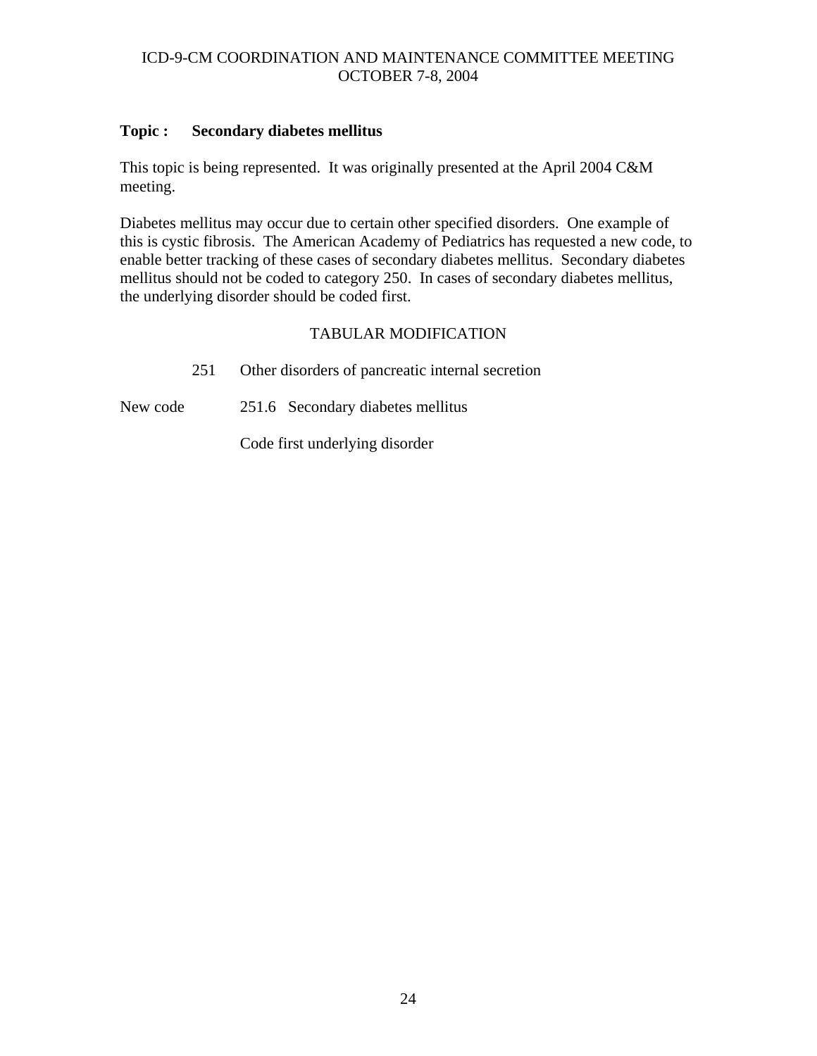**Topic : Secondary diabetes mellitus**

This topic is being represented. It was originally presented at the April 2004 C&M meeting.

Diabetes mellitus may occur due to certain other specified disorders. One example of this is cystic fibrosis. The American Academy of Pediatrics has requested a new code, to enable better tracking of these cases of secondary diabetes mellitus. Secondary diabetes mellitus should not be coded to category 250. In cases of secondary diabetes mellitus, the underlying disorder should be coded first.

TABULAR MODIFICATION

251 Other disorders of pancreatic internal secretion

New code 251.6 Secondary diabetes mellitus

Code first underlying disorder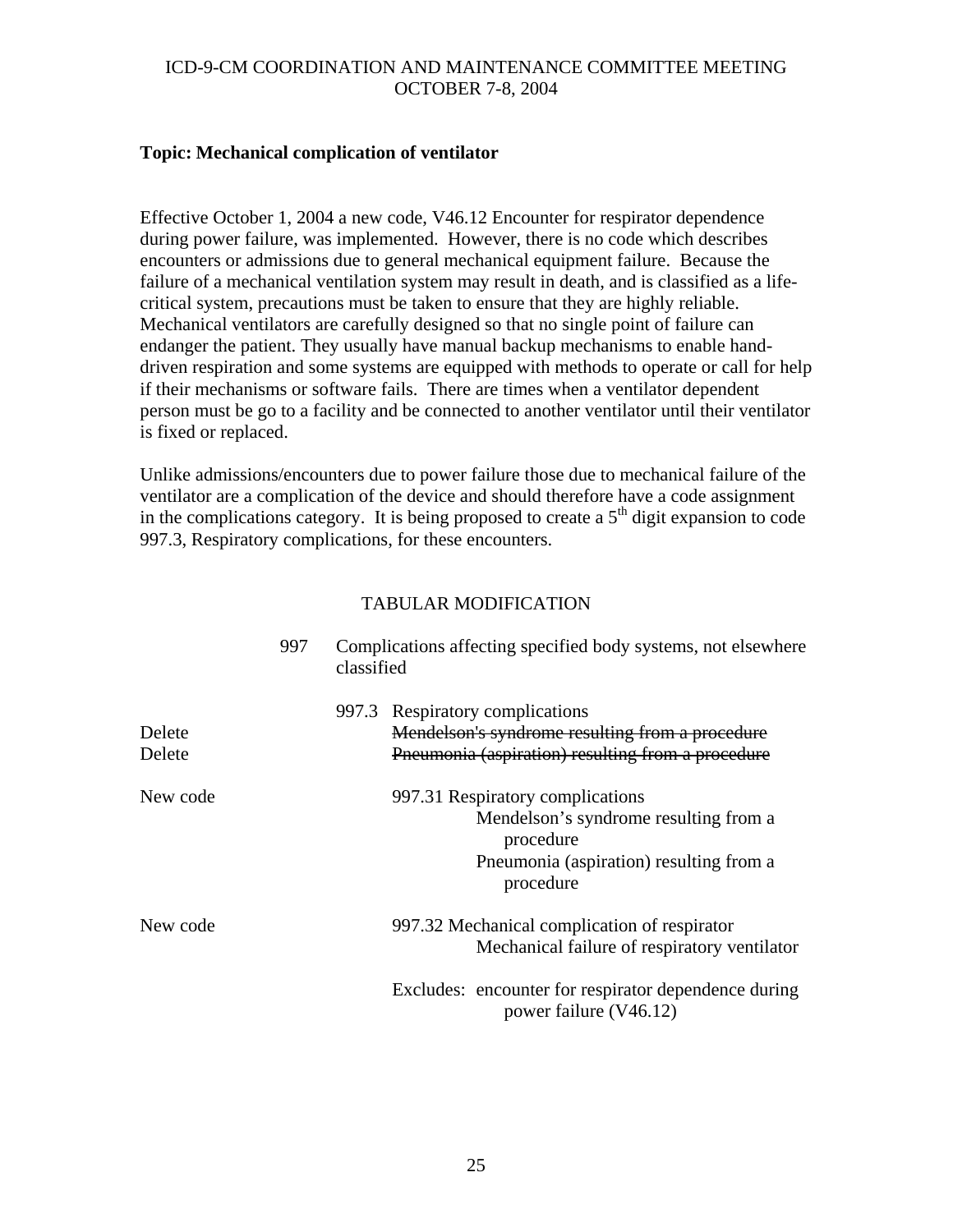**Topic: Mechanical complication of ventilator**

Effective October 1, 2004 a new code, V46.12 Encounter for respirator dependence during power failure, was implemented. However, there is no code which describes encounters or admissions due to general mechanical equipment failure. Because the failure of a mechanical ventilation system may result in death, and is classified as a life-critical system, precautions must be taken to ensure that they are highly reliable. Mechanical ventilators are carefully designed so that no single point of failure can endanger the patient. They usually have manual backup mechanisms to enable hand-driven respiration and some systems are equipped with methods to operate or call for help if their mechanisms or software fails. There are times when a ventilator dependent person must be go to a facility and be connected to another ventilator until their ventilator is fixed or replaced.

Unlike admissions/encounters due to power failure those due to mechanical failure of the ventilator are a complication of the device and should therefore have a code assignment in the complications category. It is being proposed to create a 5th digit expansion to code 997.3, Respiratory complications, for these encounters.

TABULAR MODIFICATION

997 Complications affecting specified body systems, not elsewhere classified

997.3 Respiratory complications

Delete ~~Mendelson's syndrome resulting from a procedure~~

Delete ~~Pneumonia (aspiration) resulting from a procedure~~

New code 997.31 Respiratory complications
- Mendelson's syndrome resulting from a procedure
- Pneumonia (aspiration) resulting from a procedure

New code 997.32 Mechanical complication of respirator
- Mechanical failure of respiratory ventilator

Excludes: encounter for respirator dependence during power failure (V46.12)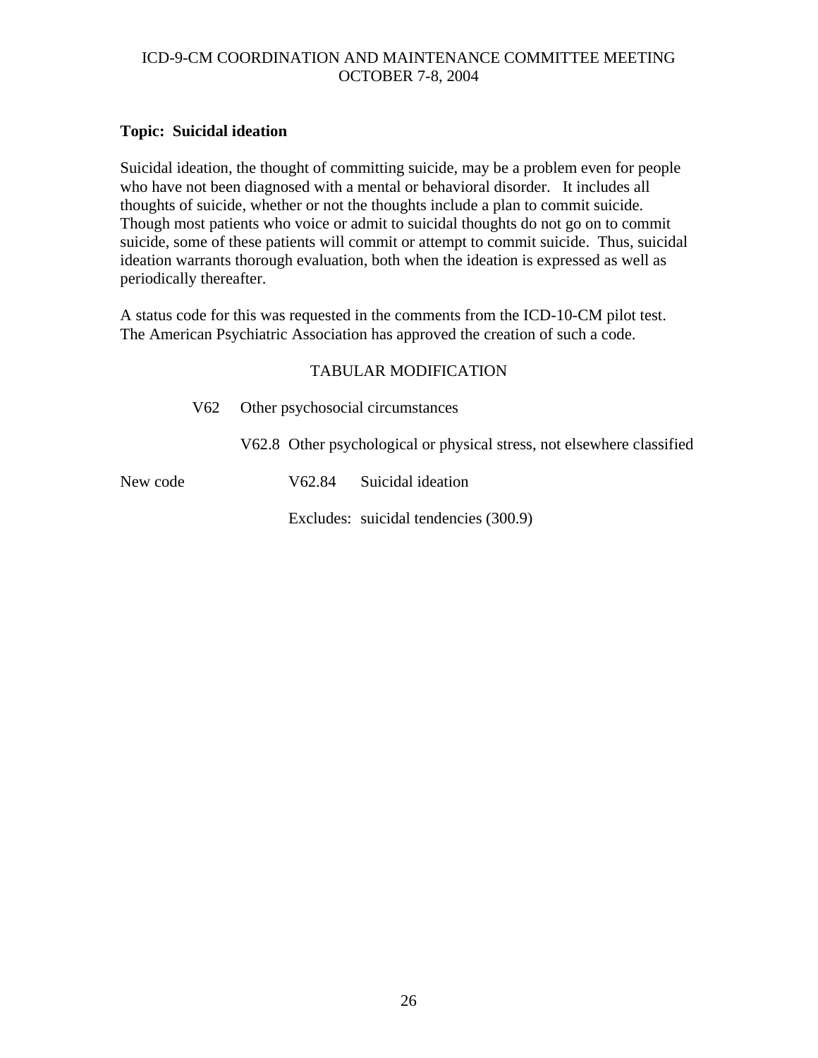ICD-9-CM COORDINATION AND MAINTENANCE COMMITTEE MEETING
OCTOBER 7-8, 2004

**Topic: Suicidal ideation**

Suicidal ideation, the thought of committing suicide, may be a problem even for people who have not been diagnosed with a mental or behavioral disorder. It includes all thoughts of suicide, whether or not the thoughts include a plan to commit suicide. Though most patients who voice or admit to suicidal thoughts do not go on to commit suicide, some of these patients will commit or attempt to commit suicide. Thus, suicidal ideation warrants thorough evaluation, both when the ideation is expressed as well as periodically thereafter.

A status code for this was requested in the comments from the ICD-10-CM pilot test. The American Psychiatric Association has approved the creation of such a code.

TABULAR MODIFICATION

V62 Other psychosocial circumstances

V62.8 Other psychological or physical stress, not elsewhere classified

New code V62.84 Suicidal ideation

Excludes: suicidal tendencies (300.9)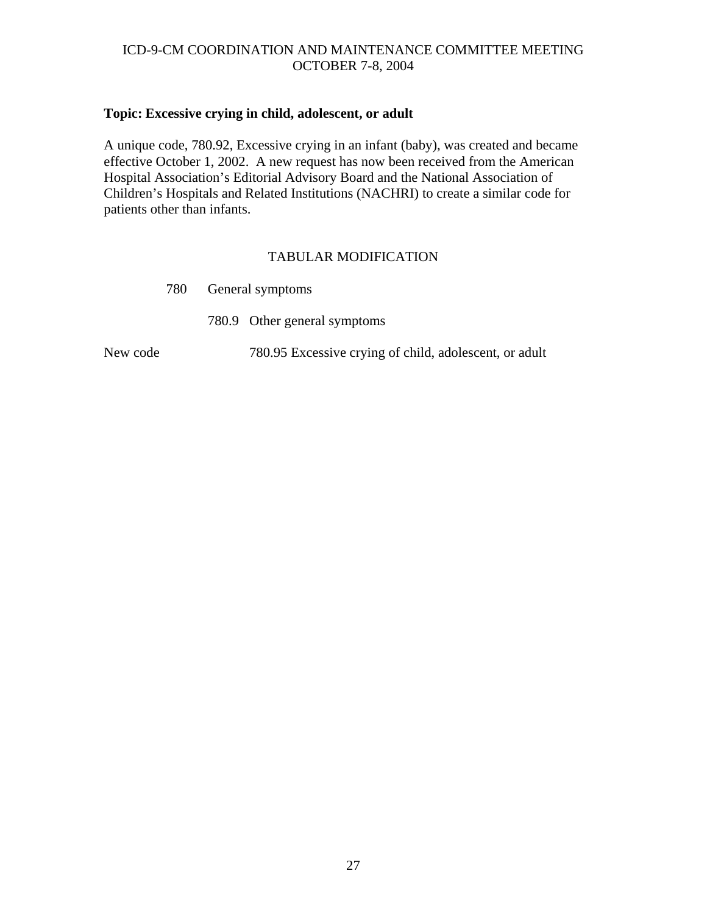**Topic: Excessive crying in child, adolescent, or adult**

A unique code, 780.92, Excessive crying in an infant (baby), was created and became effective October 1, 2002. A new request has now been received from the American Hospital Association's Editorial Advisory Board and the National Association of Children's Hospitals and Related Institutions (NACHRI) to create a similar code for patients other than infants.

TABULAR MODIFICATION

780 General symptoms

780.9 Other general symptoms

New code 780.95 Excessive crying of child, adolescent, or adult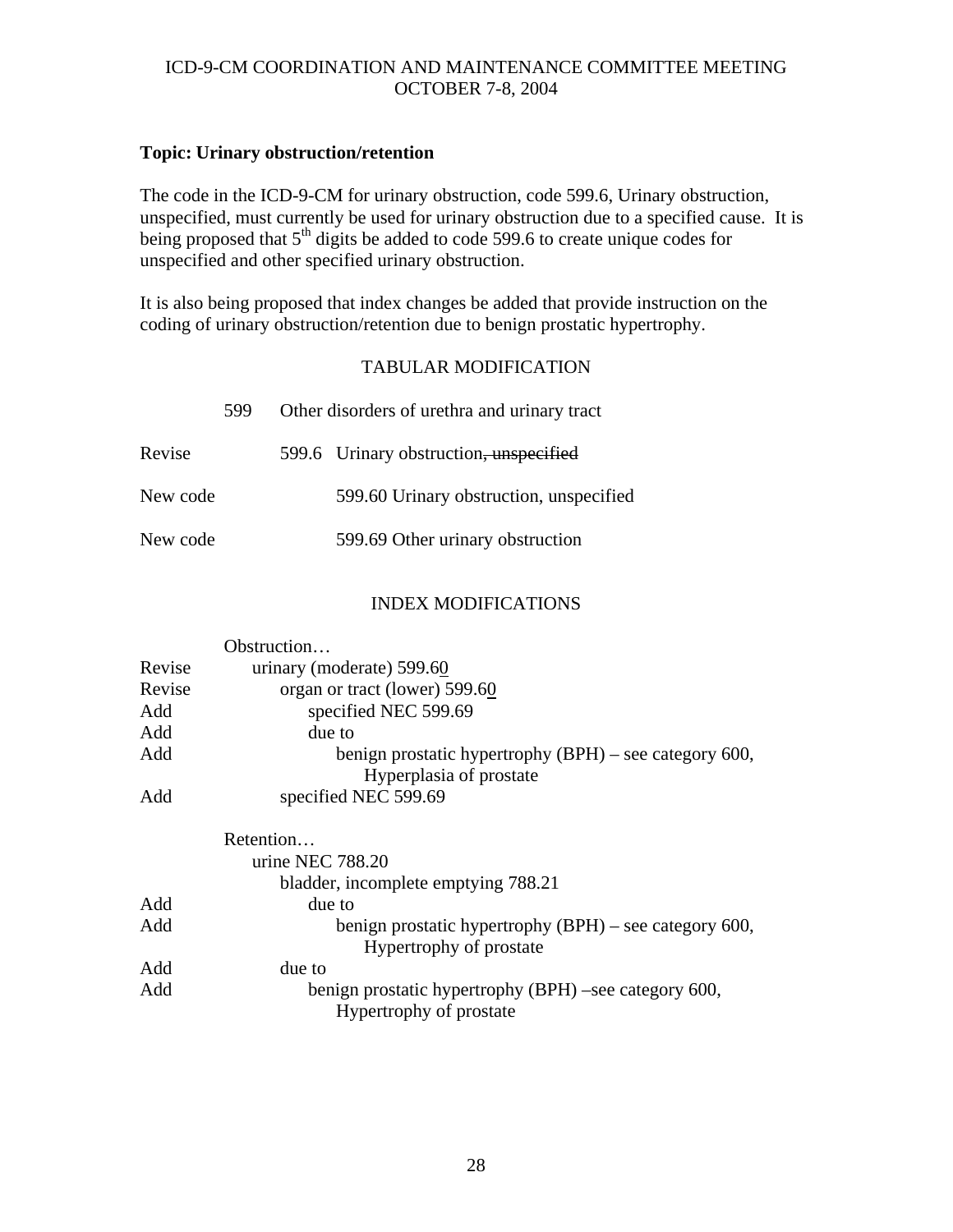**Topic: Urinary obstruction/retention**

The code in the ICD-9-CM for urinary obstruction, code 599.6, Urinary obstruction, unspecified, must currently be used for urinary obstruction due to a specified cause. It is being proposed that 5th digits be added to code 599.6 to create unique codes for unspecified and other specified urinary obstruction.

It is also being proposed that index changes be added that provide instruction on the coding of urinary obstruction/retention due to benign prostatic hypertrophy.

TABULAR MODIFICATION

| | | |
|---|---|---|
| | 599 | Other disorders of urethra and urinary tract |
| Revise | 599.6 | Urinary obstruction~~, unspecified~~ |
| New code | 599.60 | Urinary obstruction, unspecified |
| New code | 599.69 | Other urinary obstruction |

INDEX MODIFICATIONS

```
        Obstruction…
Revise     urinary (moderate) 599.60
Revise        organ or tract (lower) 599.60
Add              specified NEC 599.69
Add              due to
Add                 benign prostatic hypertrophy (BPH) – see category 600,
                       Hyperplasia of prostate
Add           specified NEC 599.69

        Retention…
           urine NEC 788.20
              bladder, incomplete emptying 788.21
Add              due to
Add                 benign prostatic hypertrophy (BPH) – see category 600,
                       Hypertrophy of prostate
Add           due to
Add              benign prostatic hypertrophy (BPH) –see category 600,
                    Hypertrophy of prostate
```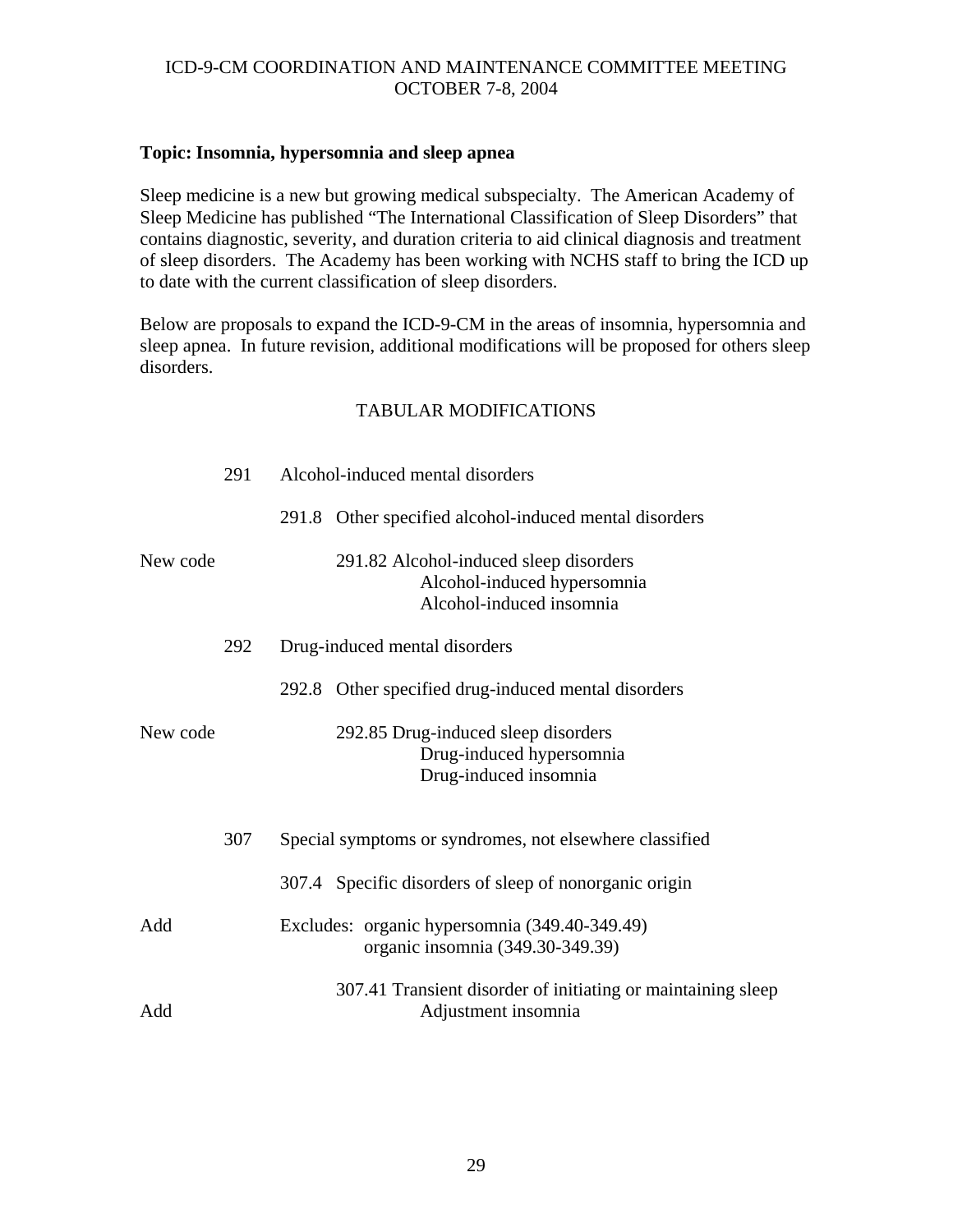ICD-9-CM COORDINATION AND MAINTENANCE COMMITTEE MEETING
OCTOBER 7-8, 2004

**Topic: Insomnia, hypersomnia and sleep apnea**

Sleep medicine is a new but growing medical subspecialty. The American Academy of Sleep Medicine has published "The International Classification of Sleep Disorders" that contains diagnostic, severity, and duration criteria to aid clinical diagnosis and treatment of sleep disorders. The Academy has been working with NCHS staff to bring the ICD up to date with the current classification of sleep disorders.

Below are proposals to expand the ICD-9-CM in the areas of insomnia, hypersomnia and sleep apnea. In future revision, additional modifications will be proposed for others sleep disorders.

TABULAR MODIFICATIONS

291 Alcohol-induced mental disorders

291.8 Other specified alcohol-induced mental disorders

New code — 291.82 Alcohol-induced sleep disorders
Alcohol-induced hypersomnia
Alcohol-induced insomnia

292 Drug-induced mental disorders

292.8 Other specified drug-induced mental disorders

New code — 292.85 Drug-induced sleep disorders
Drug-induced hypersomnia
Drug-induced insomnia

307 Special symptoms or syndromes, not elsewhere classified

307.4 Specific disorders of sleep of nonorganic origin

Add — Excludes: organic hypersomnia (349.40-349.49)
organic insomnia (349.30-349.39)

307.41 Transient disorder of initiating or maintaining sleep
Add — Adjustment insomnia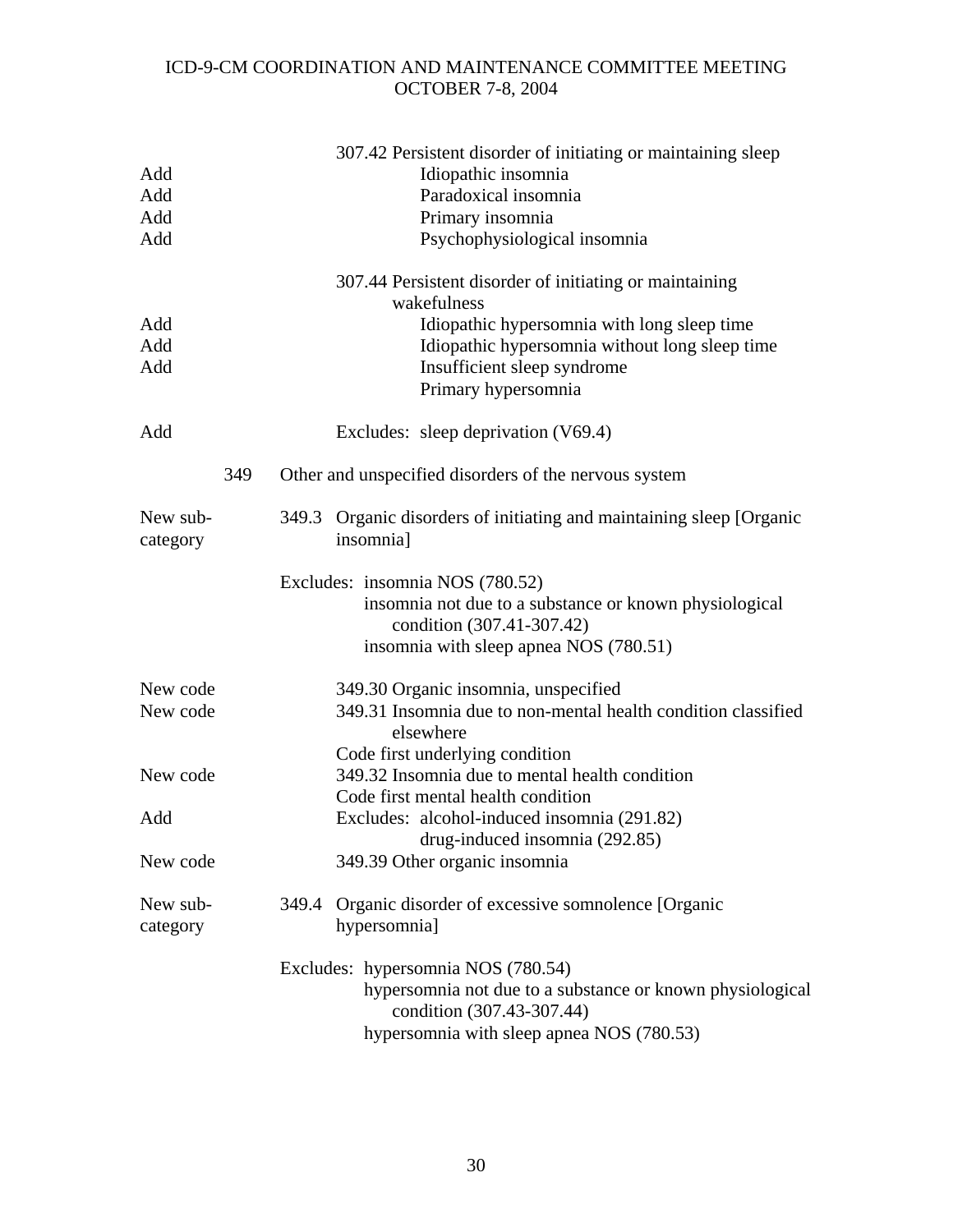| | | |
|---|---|---|
| | | 307.42 Persistent disorder of initiating or maintaining sleep |
| Add | | Idiopathic insomnia |
| Add | | Paradoxical insomnia |
| Add | | Primary insomnia |
| Add | | Psychophysiological insomnia |
| | | 307.44 Persistent disorder of initiating or maintaining wakefulness |
| Add | | Idiopathic hypersomnia with long sleep time |
| Add | | Idiopathic hypersomnia without long sleep time |
| Add | | Insufficient sleep syndrome |
| | | Primary hypersomnia |
| Add | | Excludes: sleep deprivation (V69.4) |
| | 349 | Other and unspecified disorders of the nervous system |
| New sub-category | 349.3 | Organic disorders of initiating and maintaining sleep [Organic insomnia] |
| | | Excludes: insomnia NOS (780.52)<br>insomnia not due to a substance or known physiological condition (307.41-307.42)<br>insomnia with sleep apnea NOS (780.51) |
| New code | | 349.30 Organic insomnia, unspecified |
| New code | | 349.31 Insomnia due to non-mental health condition classified elsewhere<br>Code first underlying condition |
| New code | | 349.32 Insomnia due to mental health condition<br>Code first mental health condition |
| Add | | Excludes: alcohol-induced insomnia (291.82)<br>drug-induced insomnia (292.85) |
| New code | | 349.39 Other organic insomnia |
| New sub-category | 349.4 | Organic disorder of excessive somnolence [Organic hypersomnia] |
| | | Excludes: hypersomnia NOS (780.54)<br>hypersomnia not due to a substance or known physiological condition (307.43-307.44)<br>hypersomnia with sleep apnea NOS (780.53) |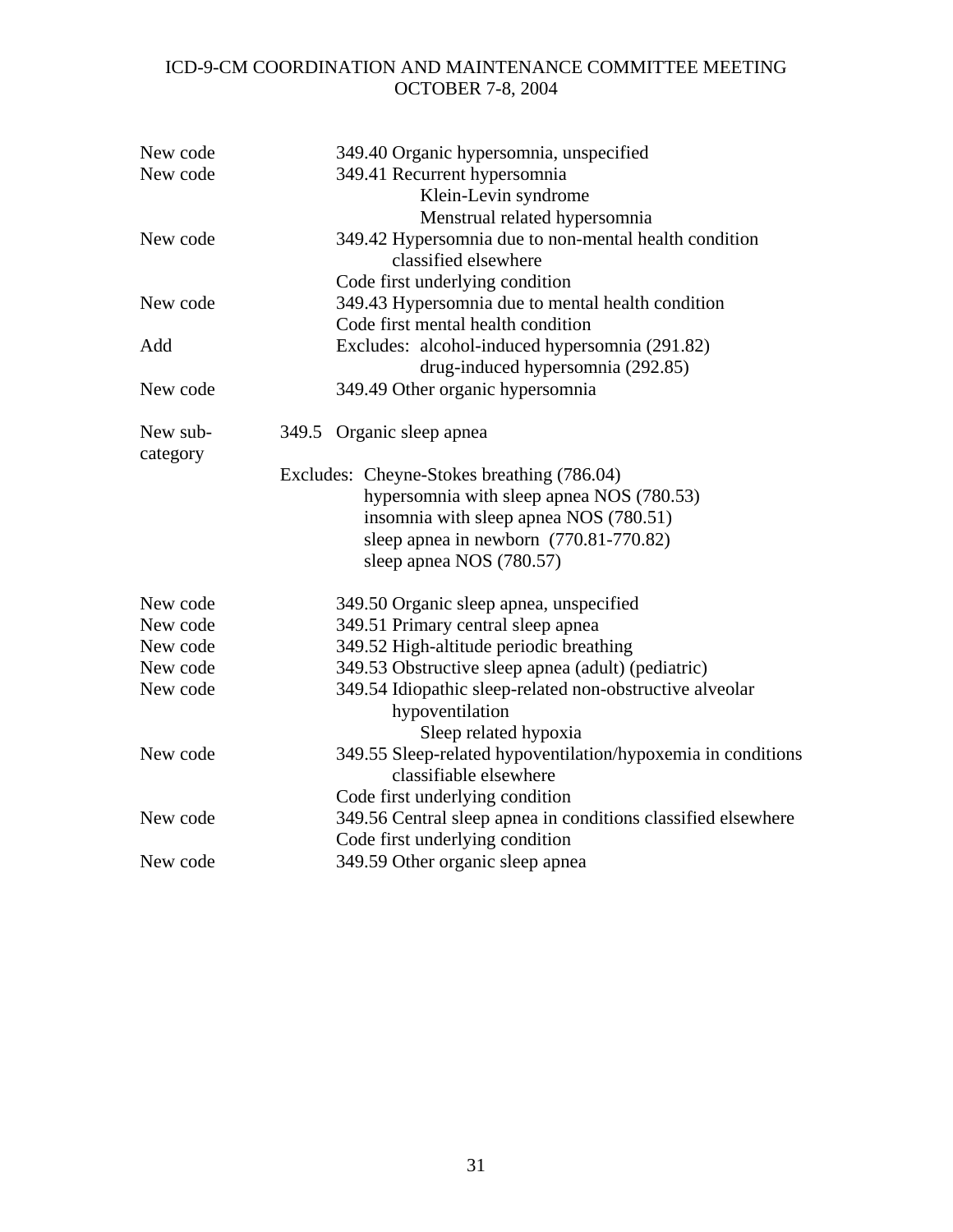| | |
|---|---|
| New code | 349.40 Organic hypersomnia, unspecified |
| New code | 349.41 Recurrent hypersomnia<br>Klein-Levin syndrome<br>Menstrual related hypersomnia |
| New code | 349.42 Hypersomnia due to non-mental health condition classified elsewhere<br>Code first underlying condition |
| New code | 349.43 Hypersomnia due to mental health condition<br>Code first mental health condition |
| Add | Excludes: alcohol-induced hypersomnia (291.82)<br>drug-induced hypersomnia (292.85) |
| New code | 349.49 Other organic hypersomnia |
| New sub-category | 349.5 Organic sleep apnea<br>Excludes: Cheyne-Stokes breathing (786.04)<br>hypersomnia with sleep apnea NOS (780.53)<br>insomnia with sleep apnea NOS (780.51)<br>sleep apnea in newborn (770.81-770.82)<br>sleep apnea NOS (780.57) |
| New code | 349.50 Organic sleep apnea, unspecified |
| New code | 349.51 Primary central sleep apnea |
| New code | 349.52 High-altitude periodic breathing |
| New code | 349.53 Obstructive sleep apnea (adult) (pediatric) |
| New code | 349.54 Idiopathic sleep-related non-obstructive alveolar hypoventilation<br>Sleep related hypoxia |
| New code | 349.55 Sleep-related hypoventilation/hypoxemia in conditions classifiable elsewhere<br>Code first underlying condition |
| New code | 349.56 Central sleep apnea in conditions classified elsewhere<br>Code first underlying condition |
| New code | 349.59 Other organic sleep apnea |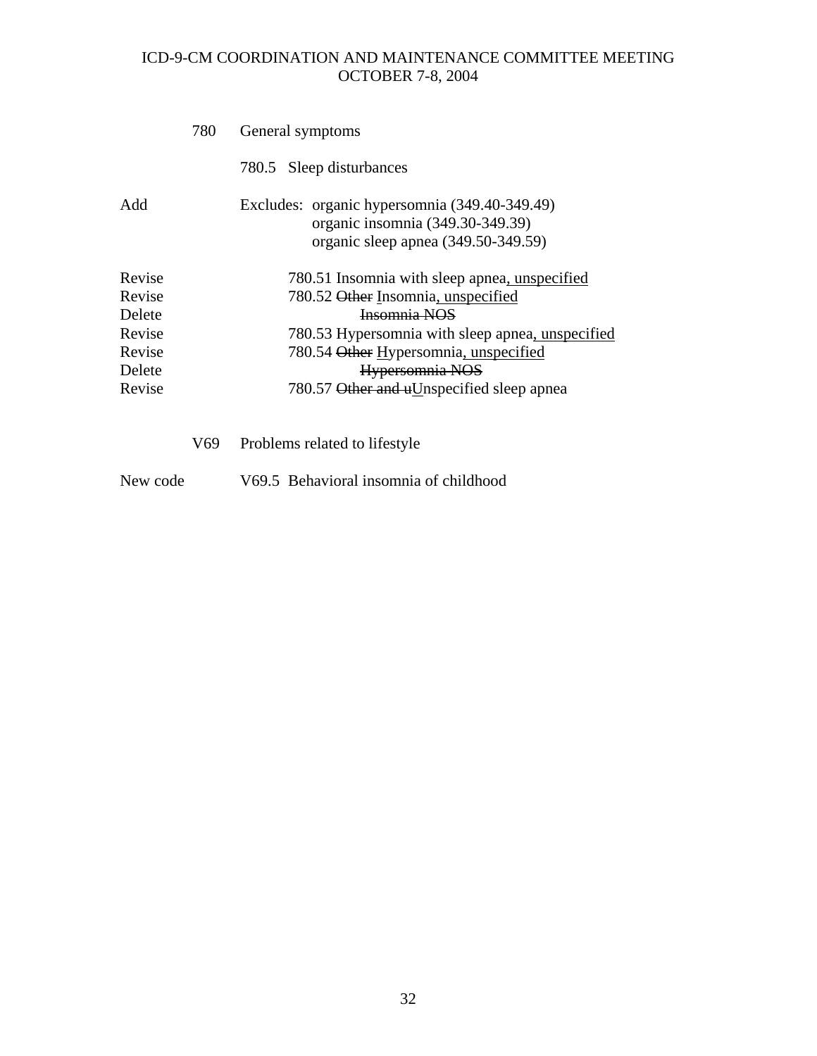780 General symptoms

780.5 Sleep disturbances

Add Excludes: organic hypersomnia (349.40-349.49)
organic insomnia (349.30-349.39)
organic sleep apnea (349.50-349.59)

Revise 780.51 Insomnia with sleep apnea, unspecified
Revise 780.52 ~~Other~~ Insomnia, unspecified
Delete ~~Insomnia NOS~~
Revise 780.53 Hypersomnia with sleep apnea, unspecified
Revise 780.54 ~~Other~~ Hypersomnia, unspecified
Delete ~~Hypersomnia NOS~~
Revise 780.57 ~~Other and u~~Unspecified sleep apnea

V69 Problems related to lifestyle

New code V69.5 Behavioral insomnia of childhood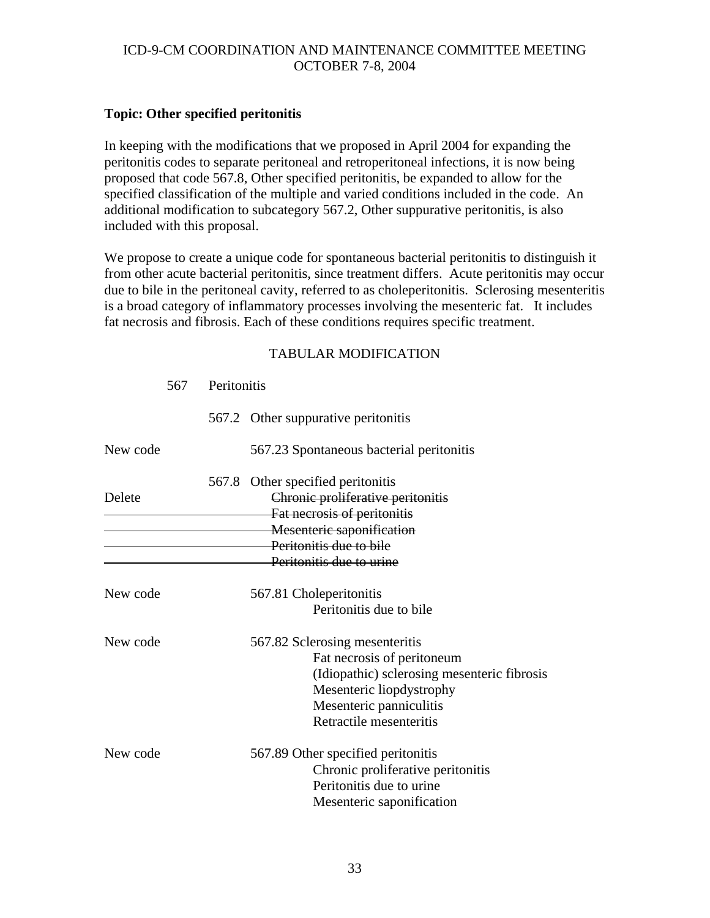ICD-9-CM COORDINATION AND MAINTENANCE COMMITTEE MEETING
OCTOBER 7-8, 2004

**Topic: Other specified peritonitis**

In keeping with the modifications that we proposed in April 2004 for expanding the peritonitis codes to separate peritoneal and retroperitoneal infections, it is now being proposed that code 567.8, Other specified peritonitis, be expanded to allow for the specified classification of the multiple and varied conditions included in the code. An additional modification to subcategory 567.2, Other suppurative peritonitis, is also included with this proposal.

We propose to create a unique code for spontaneous bacterial peritonitis to distinguish it from other acute bacterial peritonitis, since treatment differs. Acute peritonitis may occur due to bile in the peritoneal cavity, referred to as choleperitonitis. Sclerosing mesenteritis is a broad category of inflammatory processes involving the mesenteric fat. It includes fat necrosis and fibrosis. Each of these conditions requires specific treatment.

TABULAR MODIFICATION

567 Peritonitis

567.2 Other suppurative peritonitis

New code 567.23 Spontaneous bacterial peritonitis

567.8 Other specified peritonitis

Delete ~~Chronic proliferative peritonitis~~
~~Fat necrosis of peritonitis~~
~~Mesenteric saponification~~
~~Peritonitis due to bile~~
~~Peritonitis due to urine~~

New code 567.81 Choleperitonitis
Peritonitis due to bile

New code 567.82 Sclerosing mesenteritis
Fat necrosis of peritoneum
(Idiopathic) sclerosing mesenteric fibrosis
Mesenteric liopdystrophy
Mesenteric panniculitis
Retractile mesenteritis

New code 567.89 Other specified peritonitis
Chronic proliferative peritonitis
Peritonitis due to urine
Mesenteric saponification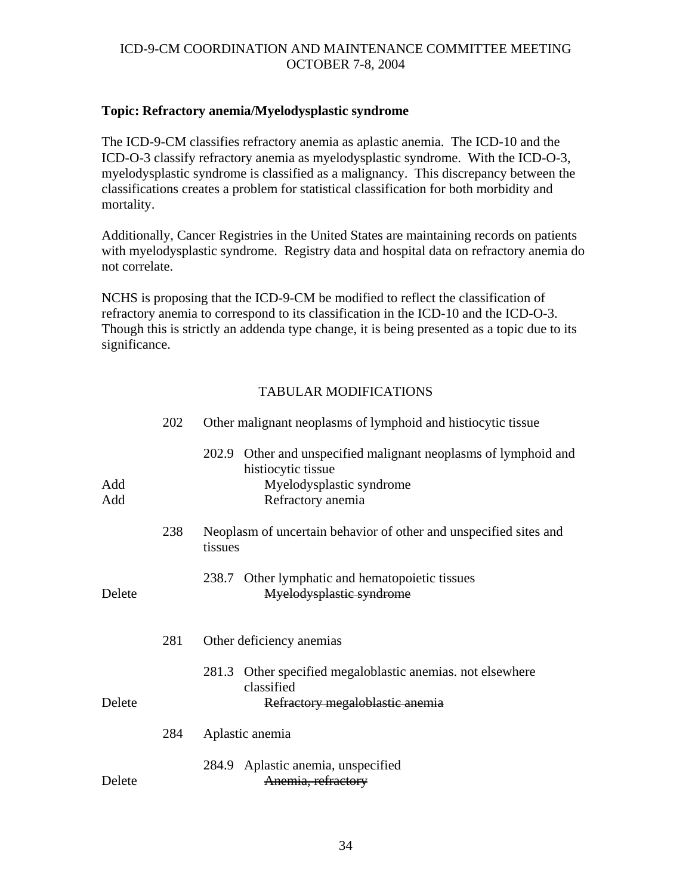**Topic: Refractory anemia/Myelodysplastic syndrome**

The ICD-9-CM classifies refractory anemia as aplastic anemia. The ICD-10 and the ICD-O-3 classify refractory anemia as myelodysplastic syndrome. With the ICD-O-3, myelodysplastic syndrome is classified as a malignancy. This discrepancy between the classifications creates a problem for statistical classification for both morbidity and mortality.

Additionally, Cancer Registries in the United States are maintaining records on patients with myelodysplastic syndrome. Registry data and hospital data on refractory anemia do not correlate.

NCHS is proposing that the ICD-9-CM be modified to reflect the classification of refractory anemia to correspond to its classification in the ICD-10 and the ICD-O-3. Though this is strictly an addenda type change, it is being presented as a topic due to its significance.

TABULAR MODIFICATIONS

202 Other malignant neoplasms of lymphoid and histiocytic tissue

202.9 Other and unspecified malignant neoplasms of lymphoid and histiocytic tissue

Add Myelodysplastic syndrome

Add Refractory anemia

238 Neoplasm of uncertain behavior of other and unspecified sites and tissues

238.7 Other lymphatic and hematopoietic tissues

Delete ~~Myelodysplastic syndrome~~

281 Other deficiency anemias

281.3 Other specified megaloblastic anemias. not elsewhere classified

Delete ~~Refractory megaloblastic anemia~~

284 Aplastic anemia

284.9 Aplastic anemia, unspecified

Delete ~~Anemia, refractory~~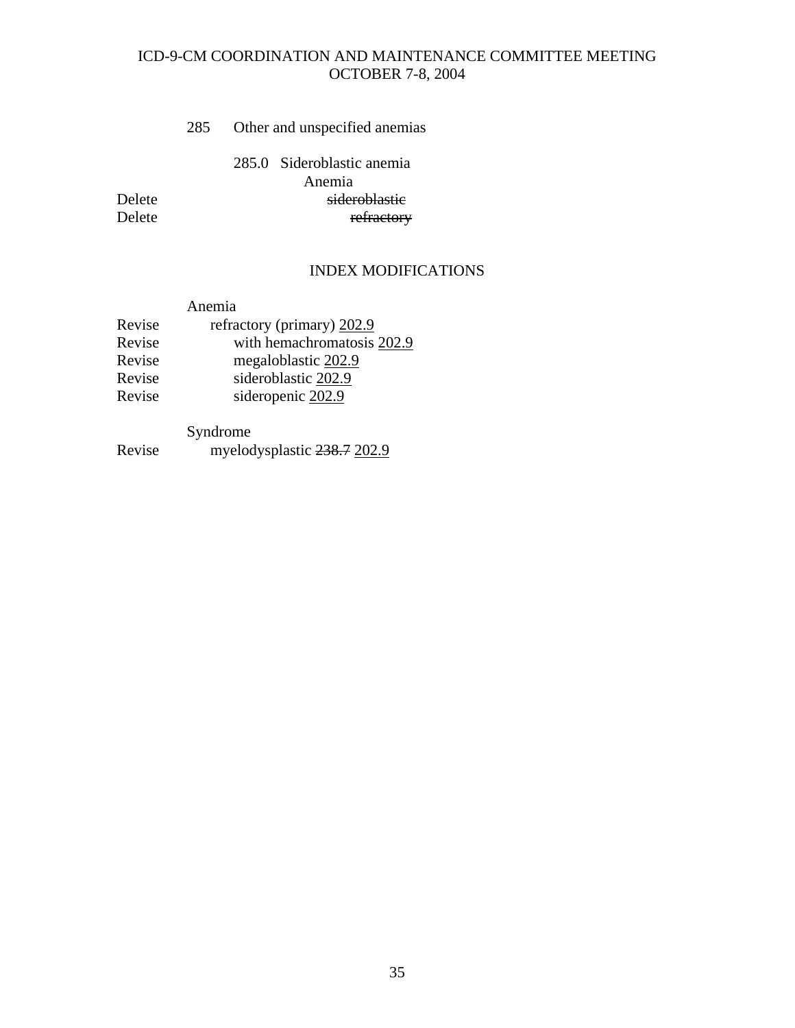285 Other and unspecified anemias

285.0 Sideroblastic anemia

Anemia

Delete ~~sideroblastic~~

Delete ~~refractory~~

INDEX MODIFICATIONS

Anemia

Revise refractory (primary) <u>202.9</u>

Revise with hemachromatosis <u>202.9</u>

Revise megaloblastic <u>202.9</u>

Revise sideroblastic <u>202.9</u>

Revise sideropenic <u>202.9</u>

Syndrome

Revise myelodysplastic ~~238.7~~ <u>202.9</u>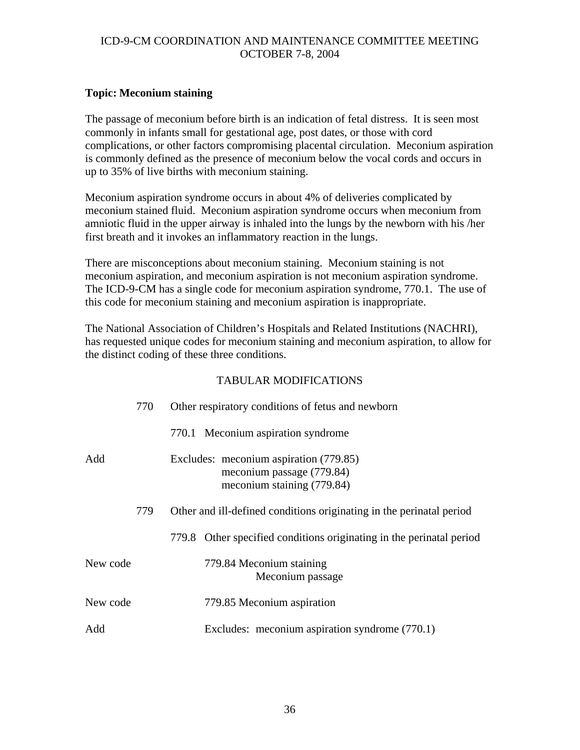ICD-9-CM COORDINATION AND MAINTENANCE COMMITTEE MEETING
OCTOBER 7-8, 2004

**Topic: Meconium staining**

The passage of meconium before birth is an indication of fetal distress. It is seen most commonly in infants small for gestational age, post dates, or those with cord complications, or other factors compromising placental circulation. Meconium aspiration is commonly defined as the presence of meconium below the vocal cords and occurs in up to 35% of live births with meconium staining.

Meconium aspiration syndrome occurs in about 4% of deliveries complicated by meconium stained fluid. Meconium aspiration syndrome occurs when meconium from amniotic fluid in the upper airway is inhaled into the lungs by the newborn with his /her first breath and it invokes an inflammatory reaction in the lungs.

There are misconceptions about meconium staining. Meconium staining is not meconium aspiration, and meconium aspiration is not meconium aspiration syndrome. The ICD-9-CM has a single code for meconium aspiration syndrome, 770.1. The use of this code for meconium staining and meconium aspiration is inappropriate.

The National Association of Children's Hospitals and Related Institutions (NACHRI), has requested unique codes for meconium staining and meconium aspiration, to allow for the distinct coding of these three conditions.

TABULAR MODIFICATIONS

| | | |
|---|---|---|
| | 770 | Other respiratory conditions of fetus and newborn |
| | | 770.1 Meconium aspiration syndrome |
| Add | | Excludes: meconium aspiration (779.85)<br>meconium passage (779.84)<br>meconium staining (779.84) |
| | 779 | Other and ill-defined conditions originating in the perinatal period |
| | | 779.8 Other specified conditions originating in the perinatal period |
| New code | | 779.84 Meconium staining<br>Meconium passage |
| New code | | 779.85 Meconium aspiration |
| Add | | Excludes: meconium aspiration syndrome (770.1) |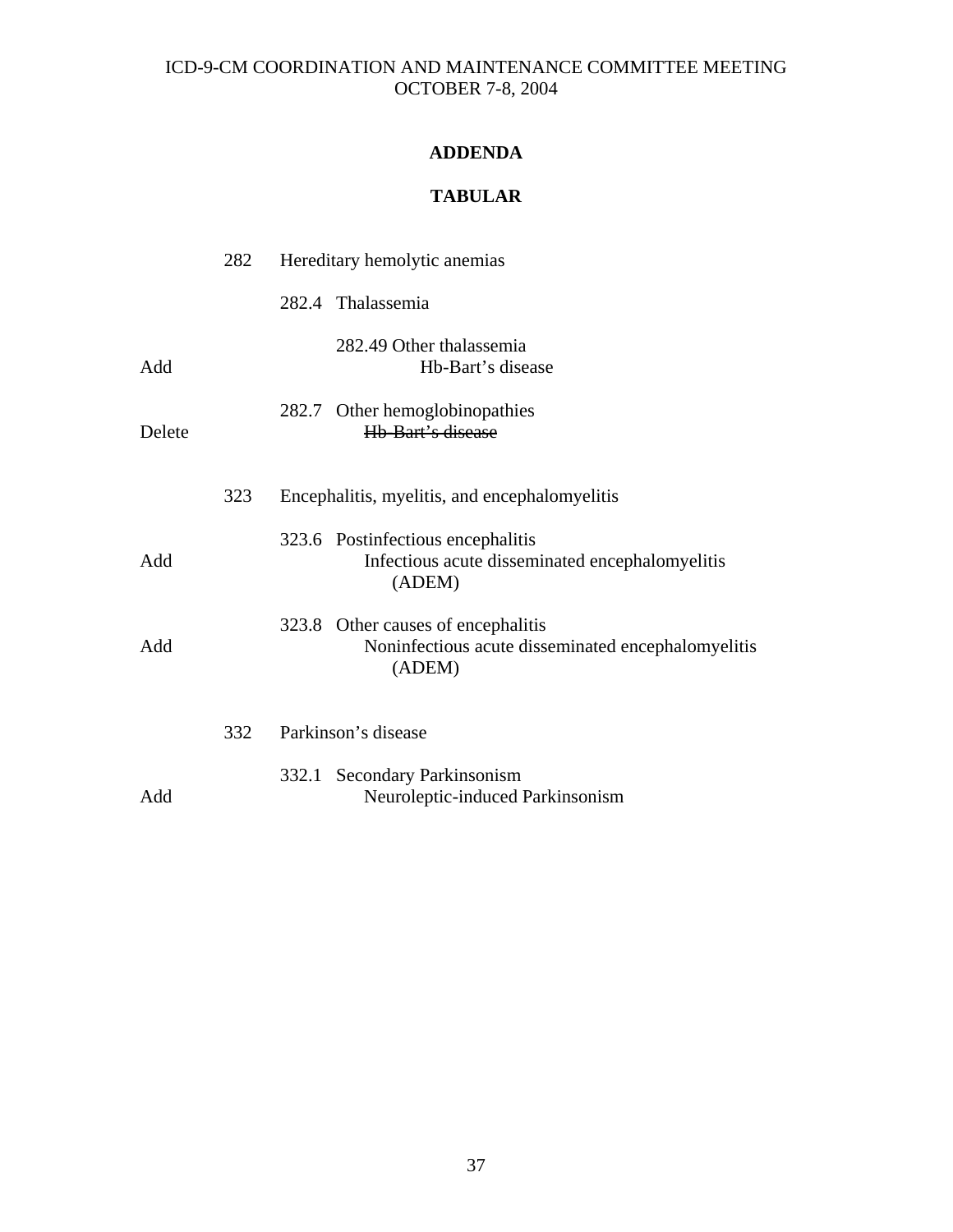ICD-9-CM COORDINATION AND MAINTENANCE COMMITTEE MEETING
OCTOBER 7-8, 2004

## ADDENDA

## TABULAR

| | | |
|---|---|---|
| | 282 | Hereditary hemolytic anemias |
| | | 282.4 Thalassemia |
| | | 282.49 Other thalassemia |
| Add | | Hb-Bart's disease |
| | | 282.7 Other hemoglobinopathies |
| Delete | | ~~Hb-Bart's disease~~ |
| | 323 | Encephalitis, myelitis, and encephalomyelitis |
| | | 323.6 Postinfectious encephalitis |
| Add | | Infectious acute disseminated encephalomyelitis (ADEM) |
| | | 323.8 Other causes of encephalitis |
| Add | | Noninfectious acute disseminated encephalomyelitis (ADEM) |
| | 332 | Parkinson's disease |
| | | 332.1 Secondary Parkinsonism |
| Add | | Neuroleptic-induced Parkinsonism |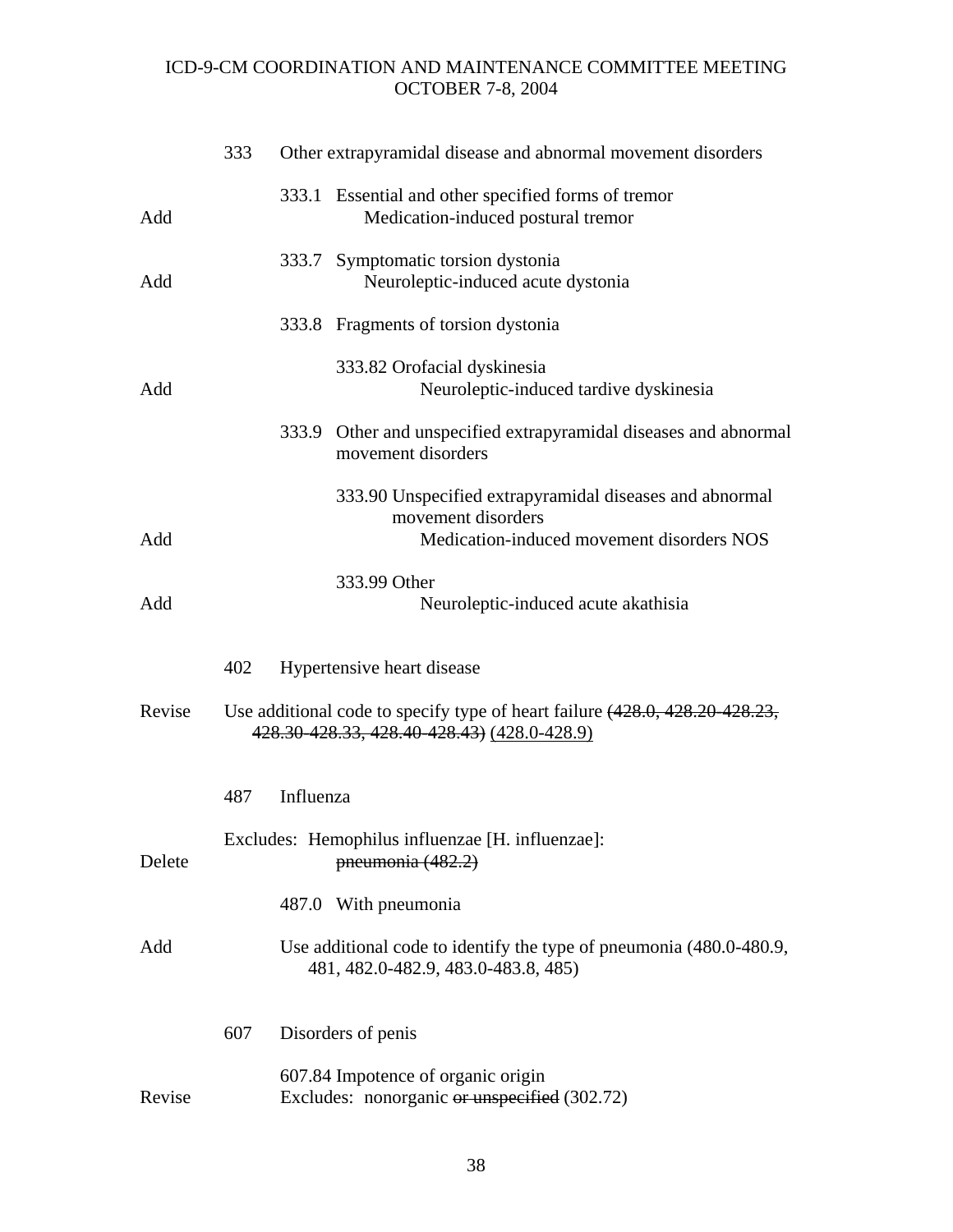| | | |
|---|---|---|
| | 333 | Other extrapyramidal disease and abnormal movement disorders |
| | | 333.1 Essential and other specified forms of tremor |
| Add | | Medication-induced postural tremor |
| | | 333.7 Symptomatic torsion dystonia |
| Add | | Neuroleptic-induced acute dystonia |
| | | 333.8 Fragments of torsion dystonia |
| | | 333.82 Orofacial dyskinesia |
| Add | | Neuroleptic-induced tardive dyskinesia |
| | | 333.9 Other and unspecified extrapyramidal diseases and abnormal movement disorders |
| | | 333.90 Unspecified extrapyramidal diseases and abnormal movement disorders |
| Add | | Medication-induced movement disorders NOS |
| | | 333.99 Other |
| Add | | Neuroleptic-induced acute akathisia |
| | 402 | Hypertensive heart disease |
| Revise | | Use additional code to specify type of heart failure ~~(428.0, 428.20-428.23, 428.30-428.33, 428.40-428.43)~~ <u>(428.0-428.9)</u> |
| | 487 | Influenza |
| | | Excludes: Hemophilus influenzae [H. influenzae]: |
| Delete | | ~~pneumonia (482.2)~~ |
| | | 487.0 With pneumonia |
| Add | | Use additional code to identify the type of pneumonia (480.0-480.9, 481, 482.0-482.9, 483.0-483.8, 485) |
| | 607 | Disorders of penis |
| | | 607.84 Impotence of organic origin |
| Revise | | Excludes: nonorganic ~~or unspecified~~ (302.72) |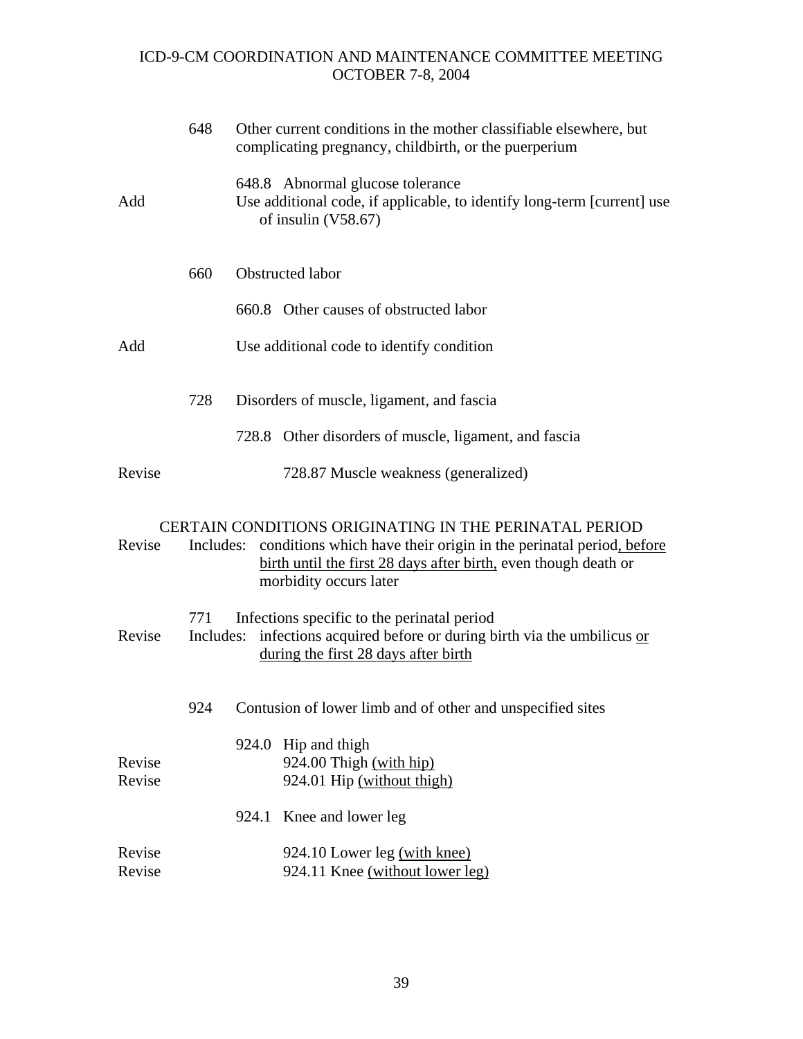| | | |
|---|---|---|
| | 648 | Other current conditions in the mother classifiable elsewhere, but complicating pregnancy, childbirth, or the puerperium |
| | | 648.8 Abnormal glucose tolerance |
| Add | | Use additional code, if applicable, to identify long-term [current] use of insulin (V58.67) |
| | 660 | Obstructed labor |
| | | 660.8 Other causes of obstructed labor |
| Add | | Use additional code to identify condition |
| | 728 | Disorders of muscle, ligament, and fascia |
| | | 728.8 Other disorders of muscle, ligament, and fascia |
| Revise | | 728.87 Muscle weakness (generalized) |
| | | CERTAIN CONDITIONS ORIGINATING IN THE PERINATAL PERIOD |
| Revise | Includes: | conditions which have their origin in the perinatal period<u>, before birth until the first 28 days after birth,</u> even though death or morbidity occurs later |
| | 771 | Infections specific to the perinatal period |
| Revise | Includes: | infections acquired before or during birth via the umbilicus <u>or during the first 28 days after birth</u> |
| | 924 | Contusion of lower limb and of other and unspecified sites |
| | | 924.0 Hip and thigh |
| Revise | | 924.00 Thigh <u>(with hip)</u> |
| Revise | | 924.01 Hip <u>(without thigh)</u> |
| | | 924.1 Knee and lower leg |
| Revise | | 924.10 Lower leg <u>(with knee)</u> |
| Revise | | 924.11 Knee <u>(without lower leg)</u> |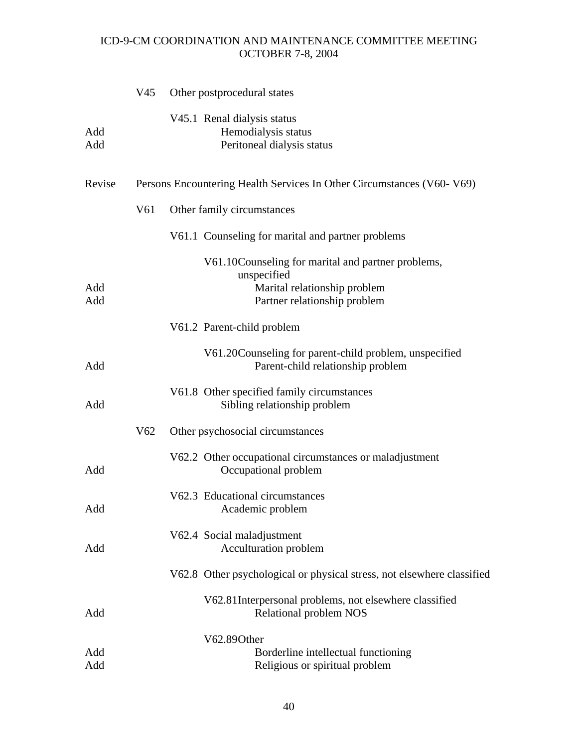| | | |
|---|---|---|
| | V45 | Other postprocedural states |
| | | V45.1 Renal dialysis status |
| Add | | Hemodialysis status |
| Add | | Peritoneal dialysis status |
| Revise | | Persons Encountering Health Services In Other Circumstances (V60- <u>V69</u>) |
| | V61 | Other family circumstances |
| | | V61.1 Counseling for marital and partner problems |
| | | V61.10 Counseling for marital and partner problems, unspecified |
| Add | | Marital relationship problem |
| Add | | Partner relationship problem |
| | | V61.2 Parent-child problem |
| | | V61.20 Counseling for parent-child problem, unspecified |
| Add | | Parent-child relationship problem |
| | | V61.8 Other specified family circumstances |
| Add | | Sibling relationship problem |
| | V62 | Other psychosocial circumstances |
| | | V62.2 Other occupational circumstances or maladjustment |
| Add | | Occupational problem |
| | | V62.3 Educational circumstances |
| Add | | Academic problem |
| | | V62.4 Social maladjustment |
| Add | | Acculturation problem |
| | | V62.8 Other psychological or physical stress, not elsewhere classified |
| | | V62.81 Interpersonal problems, not elsewhere classified |
| Add | | Relational problem NOS |
| | | V62.89 Other |
| Add | | Borderline intellectual functioning |
| Add | | Religious or spiritual problem |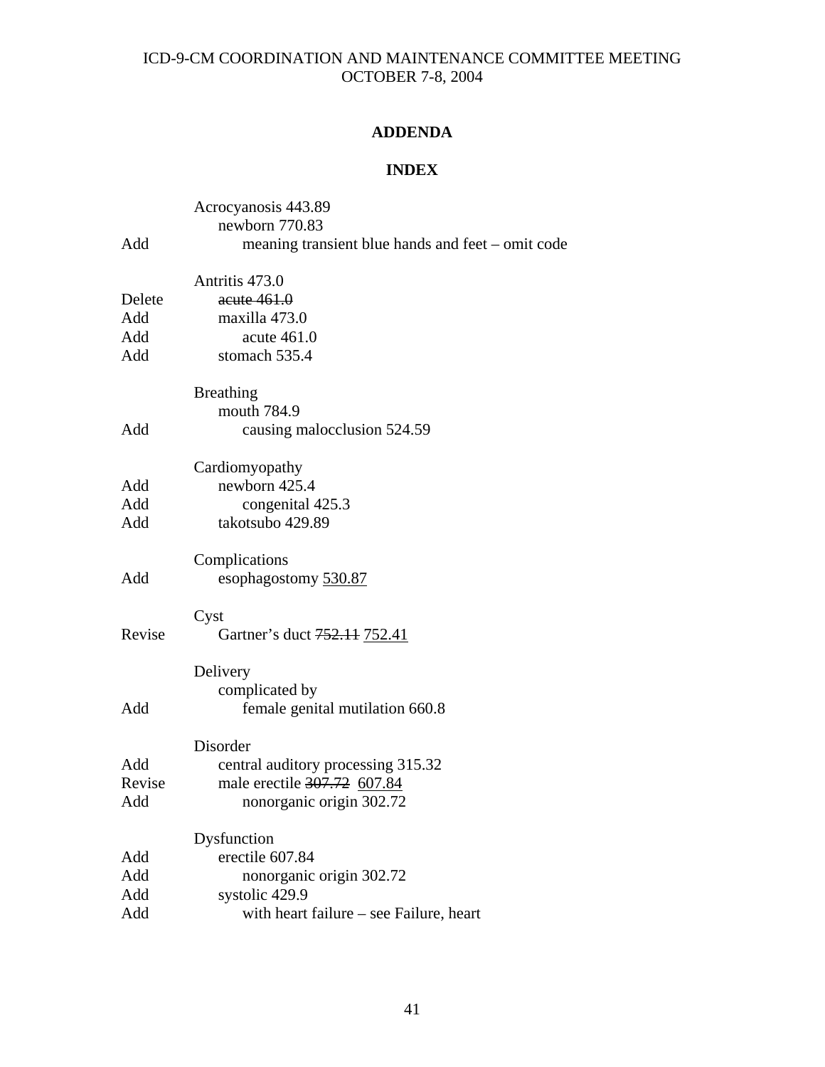**ADDENDA**

**INDEX**

| Action | Entry |
|---|---|
| | Acrocyanosis 443.89 |
| | &nbsp;&nbsp;&nbsp;&nbsp;newborn 770.83 |
| Add | &nbsp;&nbsp;&nbsp;&nbsp;&nbsp;&nbsp;&nbsp;&nbsp;meaning transient blue hands and feet – omit code |
| | |
| | Antritis 473.0 |
| Delete | &nbsp;&nbsp;&nbsp;&nbsp;~~acute 461.0~~ |
| Add | &nbsp;&nbsp;&nbsp;&nbsp;maxilla 473.0 |
| Add | &nbsp;&nbsp;&nbsp;&nbsp;&nbsp;&nbsp;&nbsp;&nbsp;acute 461.0 |
| Add | &nbsp;&nbsp;&nbsp;&nbsp;stomach 535.4 |
| | |
| | Breathing |
| | &nbsp;&nbsp;&nbsp;&nbsp;mouth 784.9 |
| Add | &nbsp;&nbsp;&nbsp;&nbsp;&nbsp;&nbsp;&nbsp;&nbsp;causing malocclusion 524.59 |
| | |
| | Cardiomyopathy |
| Add | &nbsp;&nbsp;&nbsp;&nbsp;newborn 425.4 |
| Add | &nbsp;&nbsp;&nbsp;&nbsp;&nbsp;&nbsp;&nbsp;&nbsp;congenital 425.3 |
| Add | &nbsp;&nbsp;&nbsp;&nbsp;takotsubo 429.89 |
| | |
| | Complications |
| Add | &nbsp;&nbsp;&nbsp;&nbsp;esophagostomy <u>530.87</u> |
| | |
| | Cyst |
| Revise | &nbsp;&nbsp;&nbsp;&nbsp;Gartner's duct ~~752.11~~ <u>752.41</u> |
| | |
| | Delivery |
| | &nbsp;&nbsp;&nbsp;&nbsp;complicated by |
| Add | &nbsp;&nbsp;&nbsp;&nbsp;&nbsp;&nbsp;&nbsp;&nbsp;female genital mutilation 660.8 |
| | |
| | Disorder |
| Add | &nbsp;&nbsp;&nbsp;&nbsp;central auditory processing 315.32 |
| Revise | &nbsp;&nbsp;&nbsp;&nbsp;male erectile ~~307.72~~ <u>607.84</u> |
| Add | &nbsp;&nbsp;&nbsp;&nbsp;&nbsp;&nbsp;&nbsp;&nbsp;nonorganic origin 302.72 |
| | |
| | Dysfunction |
| Add | &nbsp;&nbsp;&nbsp;&nbsp;erectile 607.84 |
| Add | &nbsp;&nbsp;&nbsp;&nbsp;&nbsp;&nbsp;&nbsp;&nbsp;nonorganic origin 302.72 |
| Add | &nbsp;&nbsp;&nbsp;&nbsp;systolic 429.9 |
| Add | &nbsp;&nbsp;&nbsp;&nbsp;&nbsp;&nbsp;&nbsp;&nbsp;with heart failure – see Failure, heart |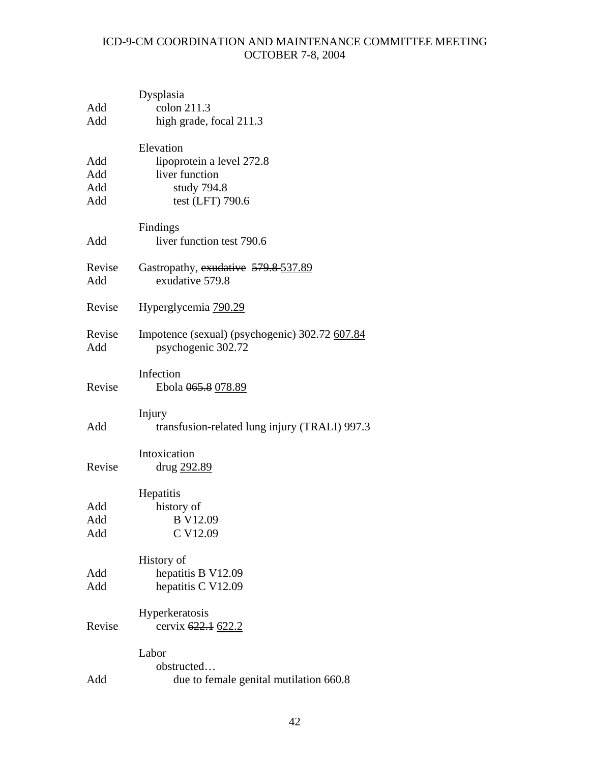| | |
|---|---|
| | Dysplasia |
| Add | colon 211.3 |
| Add | high grade, focal 211.3 |
| | |
| | Elevation |
| Add | lipoprotein a level 272.8 |
| Add | liver function |
| Add | study 794.8 |
| Add | test (LFT) 790.6 |
| | |
| | Findings |
| Add | liver function test 790.6 |
| | |
| Revise | Gastropathy, ~~exudative 579.8~~ <u>537.89</u> |
| Add | exudative 579.8 |
| | |
| Revise | Hyperglycemia <u>790.29</u> |
| | |
| Revise | Impotence (sexual) ~~(psychogenic) 302.72~~ <u>607.84</u> |
| Add | psychogenic 302.72 |
| | |
| | Infection |
| Revise | Ebola ~~065.8~~ <u>078.89</u> |
| | |
| | Injury |
| Add | transfusion-related lung injury (TRALI) 997.3 |
| | |
| | Intoxication |
| Revise | drug <u>292.89</u> |
| | |
| | Hepatitis |
| Add | history of |
| Add | B V12.09 |
| Add | C V12.09 |
| | |
| | History of |
| Add | hepatitis B V12.09 |
| Add | hepatitis C V12.09 |
| | |
| | Hyperkeratosis |
| Revise | cervix ~~622.1~~ <u>622.2</u> |
| | |
| | Labor |
| | obstructed… |
| Add | due to female genital mutilation 660.8 |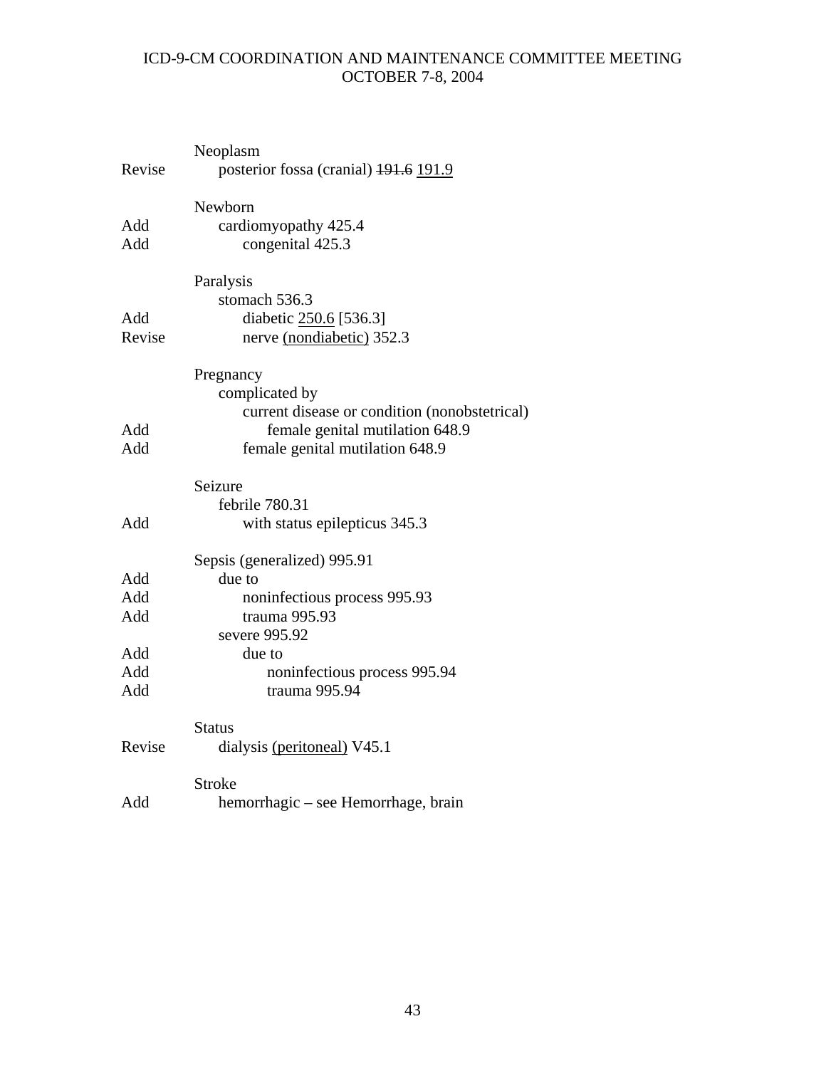| | |
|---|---|
| | Neoplasm |
| Revise | &nbsp;&nbsp;&nbsp;&nbsp;posterior fossa (cranial) ~~191.6~~ <u>191.9</u> |
| | |
| | Newborn |
| Add | &nbsp;&nbsp;&nbsp;&nbsp;cardiomyopathy 425.4 |
| Add | &nbsp;&nbsp;&nbsp;&nbsp;&nbsp;&nbsp;&nbsp;&nbsp;congenital 425.3 |
| | |
| | Paralysis |
| | &nbsp;&nbsp;&nbsp;&nbsp;stomach 536.3 |
| Add | &nbsp;&nbsp;&nbsp;&nbsp;&nbsp;&nbsp;&nbsp;&nbsp;diabetic <u>250.6</u> [536.3] |
| Revise | &nbsp;&nbsp;&nbsp;&nbsp;&nbsp;&nbsp;&nbsp;&nbsp;nerve <u>(nondiabetic)</u> 352.3 |
| | |
| | Pregnancy |
| | &nbsp;&nbsp;&nbsp;&nbsp;complicated by |
| | &nbsp;&nbsp;&nbsp;&nbsp;&nbsp;&nbsp;&nbsp;&nbsp;current disease or condition (nonobstetrical) |
| Add | &nbsp;&nbsp;&nbsp;&nbsp;&nbsp;&nbsp;&nbsp;&nbsp;&nbsp;&nbsp;&nbsp;&nbsp;female genital mutilation 648.9 |
| Add | &nbsp;&nbsp;&nbsp;&nbsp;&nbsp;&nbsp;&nbsp;&nbsp;female genital mutilation 648.9 |
| | |
| | Seizure |
| | &nbsp;&nbsp;&nbsp;&nbsp;febrile 780.31 |
| Add | &nbsp;&nbsp;&nbsp;&nbsp;&nbsp;&nbsp;&nbsp;&nbsp;with status epilepticus 345.3 |
| | |
| | Sepsis (generalized) 995.91 |
| Add | &nbsp;&nbsp;&nbsp;&nbsp;due to |
| Add | &nbsp;&nbsp;&nbsp;&nbsp;&nbsp;&nbsp;&nbsp;&nbsp;noninfectious process 995.93 |
| Add | &nbsp;&nbsp;&nbsp;&nbsp;&nbsp;&nbsp;&nbsp;&nbsp;trauma 995.93 |
| | &nbsp;&nbsp;&nbsp;&nbsp;severe 995.92 |
| Add | &nbsp;&nbsp;&nbsp;&nbsp;&nbsp;&nbsp;&nbsp;&nbsp;due to |
| Add | &nbsp;&nbsp;&nbsp;&nbsp;&nbsp;&nbsp;&nbsp;&nbsp;&nbsp;&nbsp;&nbsp;&nbsp;noninfectious process 995.94 |
| Add | &nbsp;&nbsp;&nbsp;&nbsp;&nbsp;&nbsp;&nbsp;&nbsp;&nbsp;&nbsp;&nbsp;&nbsp;trauma 995.94 |
| | |
| | Status |
| Revise | &nbsp;&nbsp;&nbsp;&nbsp;dialysis <u>(peritoneal)</u> V45.1 |
| | |
| | Stroke |
| Add | &nbsp;&nbsp;&nbsp;&nbsp;hemorrhagic – see Hemorrhage, brain |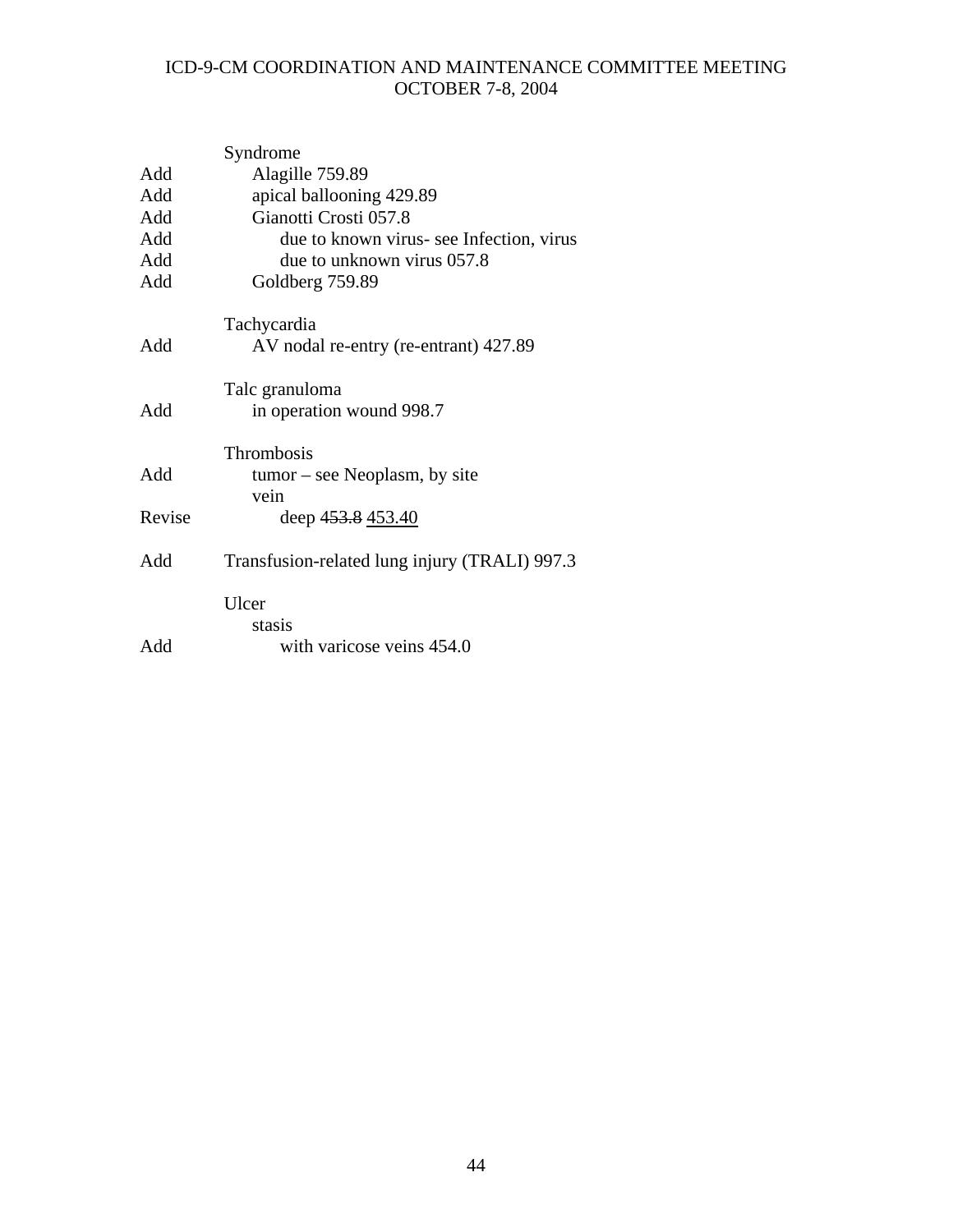| | |
|---|---|
| | Syndrome |
| Add | Alagille 759.89 |
| Add | apical ballooning 429.89 |
| Add | Gianotti Crosti 057.8 |
| Add | due to known virus- see Infection, virus |
| Add | due to unknown virus 057.8 |
| Add | Goldberg 759.89 |
| | |
| | Tachycardia |
| Add | AV nodal re-entry (re-entrant) 427.89 |
| | |
| | Talc granuloma |
| Add | in operation wound 998.7 |
| | |
| | Thrombosis |
| Add | tumor – see Neoplasm, by site |
| | vein |
| Revise | deep ~~453.8~~ 453.40 |
| | |
| Add | Transfusion-related lung injury (TRALI) 997.3 |
| | |
| | Ulcer |
| | stasis |
| Add | with varicose veins 454.0 |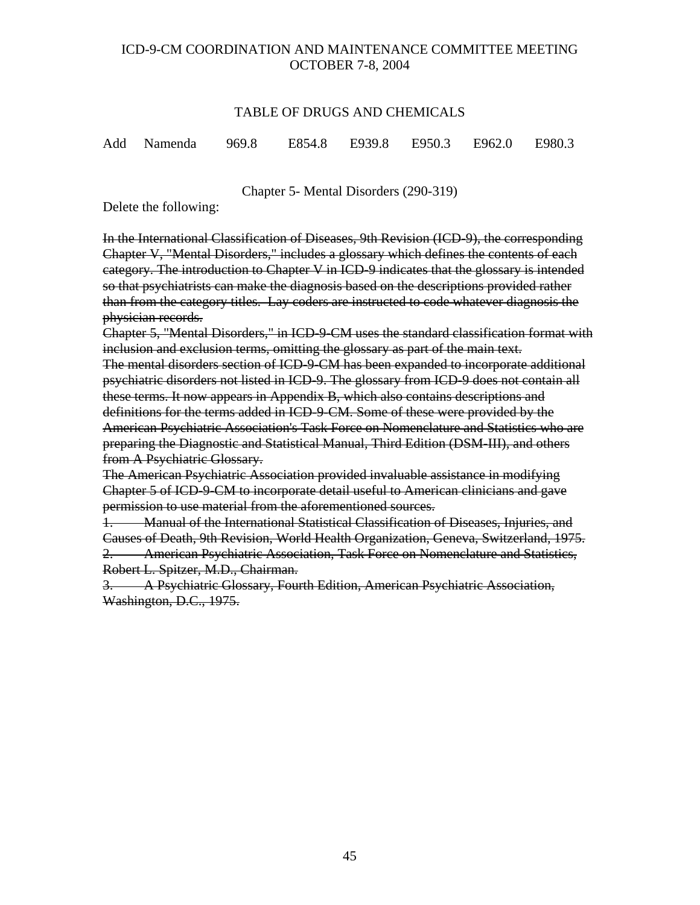ICD-9-CM COORDINATION AND MAINTENANCE COMMITTEE MEETING
OCTOBER 7-8, 2004

## TABLE OF DRUGS AND CHEMICALS

| | | | | | | | |
|---|---|---|---|---|---|---|---|
| Add | Namenda | 969.8 | E854.8 | E939.8 | E950.3 | E962.0 | E980.3 |

## Chapter 5- Mental Disorders (290-319)

Delete the following:

~~In the International Classification of Diseases, 9th Revision (ICD-9), the corresponding Chapter V, "Mental Disorders," includes a glossary which defines the contents of each category. The introduction to Chapter V in ICD-9 indicates that the glossary is intended so that psychiatrists can make the diagnosis based on the descriptions provided rather than from the category titles. Lay coders are instructed to code whatever diagnosis the physician records.~~

~~Chapter 5, "Mental Disorders," in ICD-9-CM uses the standard classification format with inclusion and exclusion terms, omitting the glossary as part of the main text.~~

~~The mental disorders section of ICD-9-CM has been expanded to incorporate additional psychiatric disorders not listed in ICD-9. The glossary from ICD-9 does not contain all these terms. It now appears in Appendix B, which also contains descriptions and definitions for the terms added in ICD-9-CM. Some of these were provided by the American Psychiatric Association's Task Force on Nomenclature and Statistics who are preparing the Diagnostic and Statistical Manual, Third Edition (DSM-III), and others from A Psychiatric Glossary.~~

~~The American Psychiatric Association provided invaluable assistance in modifying Chapter 5 of ICD-9-CM to incorporate detail useful to American clinicians and gave permission to use material from the aforementioned sources.~~

~~1. Manual of the International Statistical Classification of Diseases, Injuries, and Causes of Death, 9th Revision, World Health Organization, Geneva, Switzerland, 1975.~~

~~2. American Psychiatric Association, Task Force on Nomenclature and Statistics, Robert L. Spitzer, M.D., Chairman.~~

~~3. A Psychiatric Glossary, Fourth Edition, American Psychiatric Association, Washington, D.C., 1975.~~